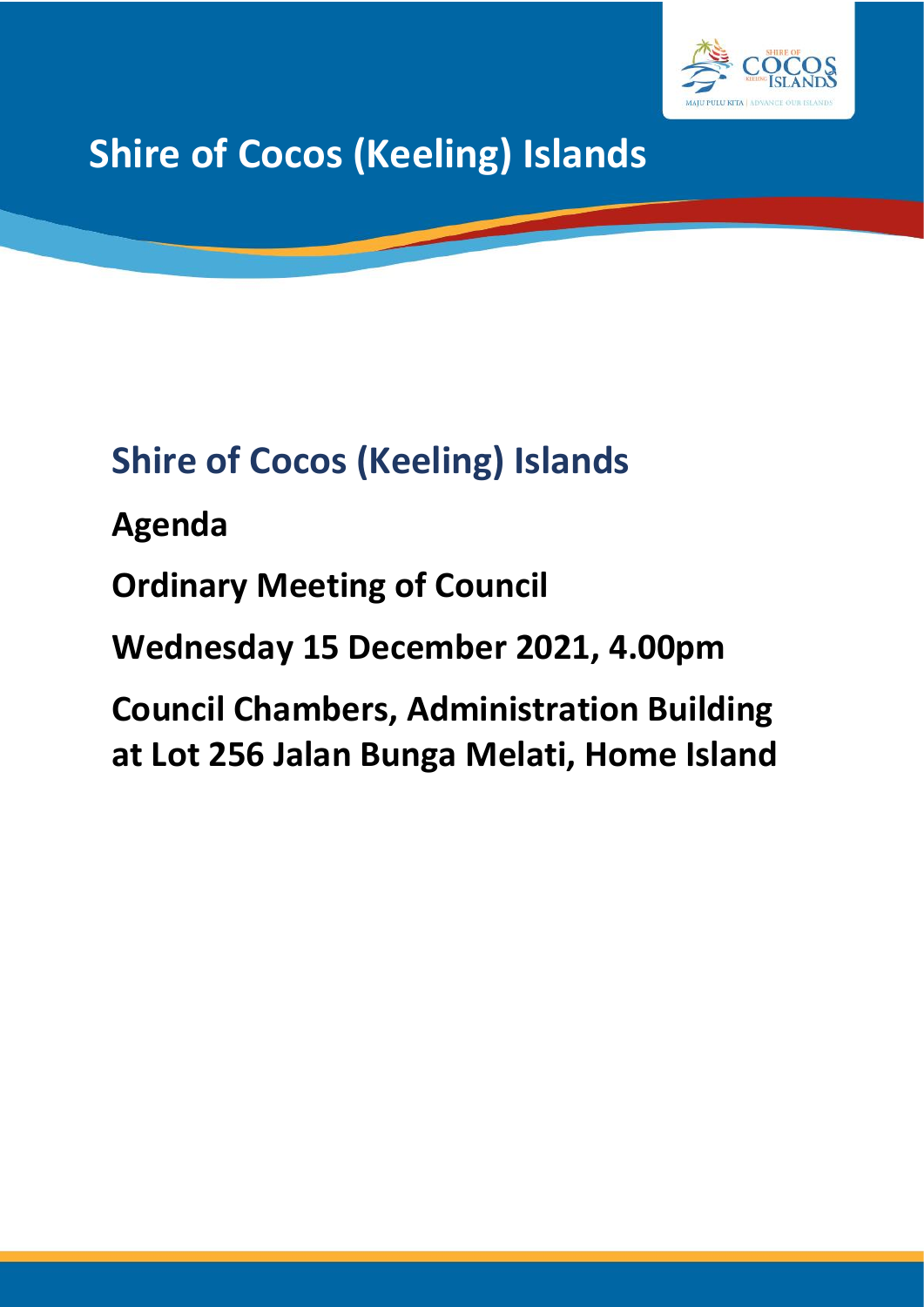# Shire of Cocos (Keeling) Islands

## Shire of Cocos (Keeling) Islands

**Agenda**

**Ordinary Meeting of Council**

**Wednesday 15 December 2021, 4.00pm**

**Council Chambers, Administration Building at Lot 256 Jalan Bunga Melati, Home Island**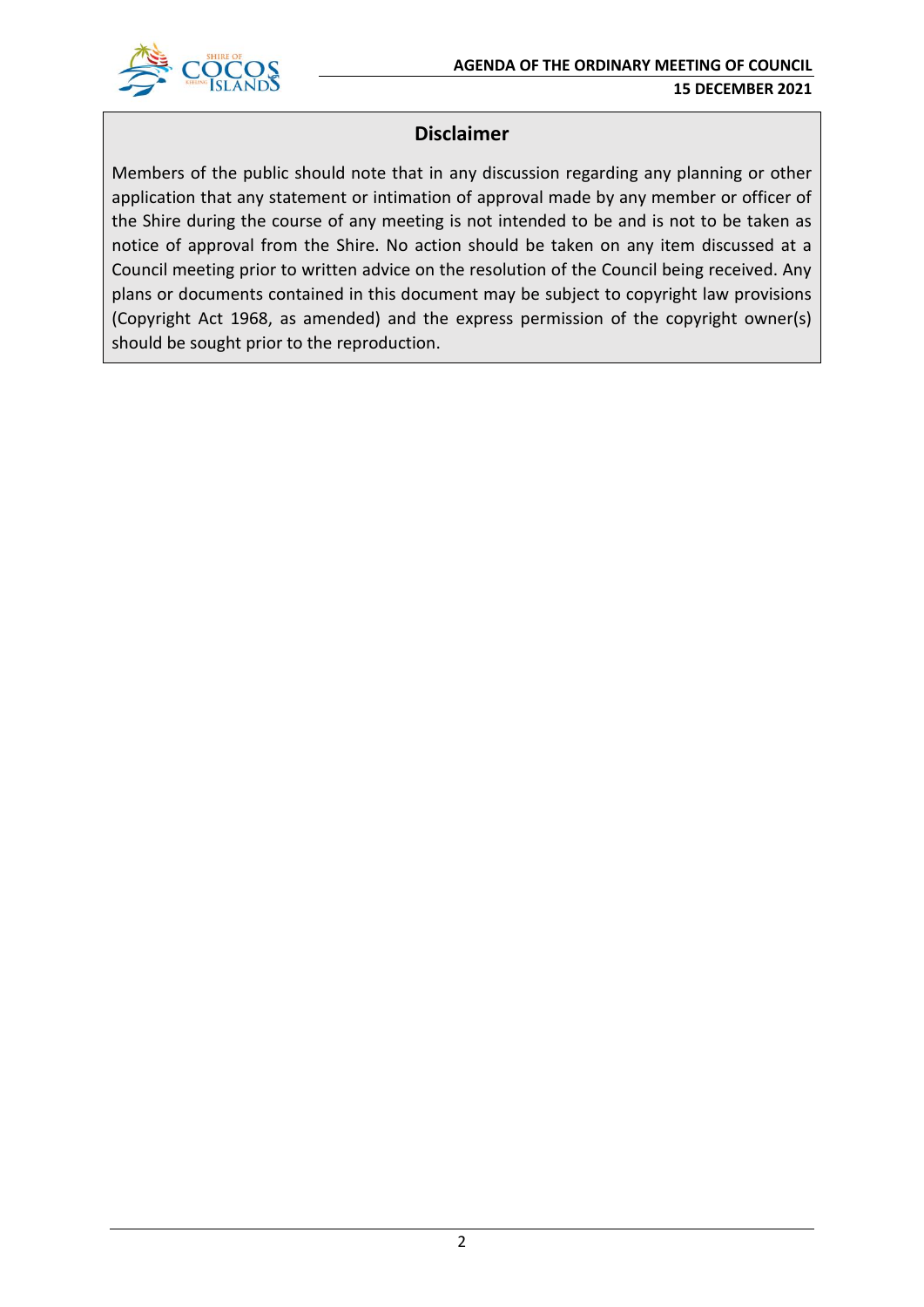## Disclaimer

Members of the public should note that in any discussion regarding any planning or other application that any statement or intimation of approval made by any member or officer of the Shire during the course of any meeting is not intended to be and is not to be taken as notice of approval from the Shire. No action should be taken on any item discussed at a Council meeting prior to written advice on the resolution of the Council being received. Any plans or documents contained in this document may be subject to copyright law provisions (Copyright Act 1968, as amended) and the express permission of the copyright owner(s) should be sought prior to the reproduction.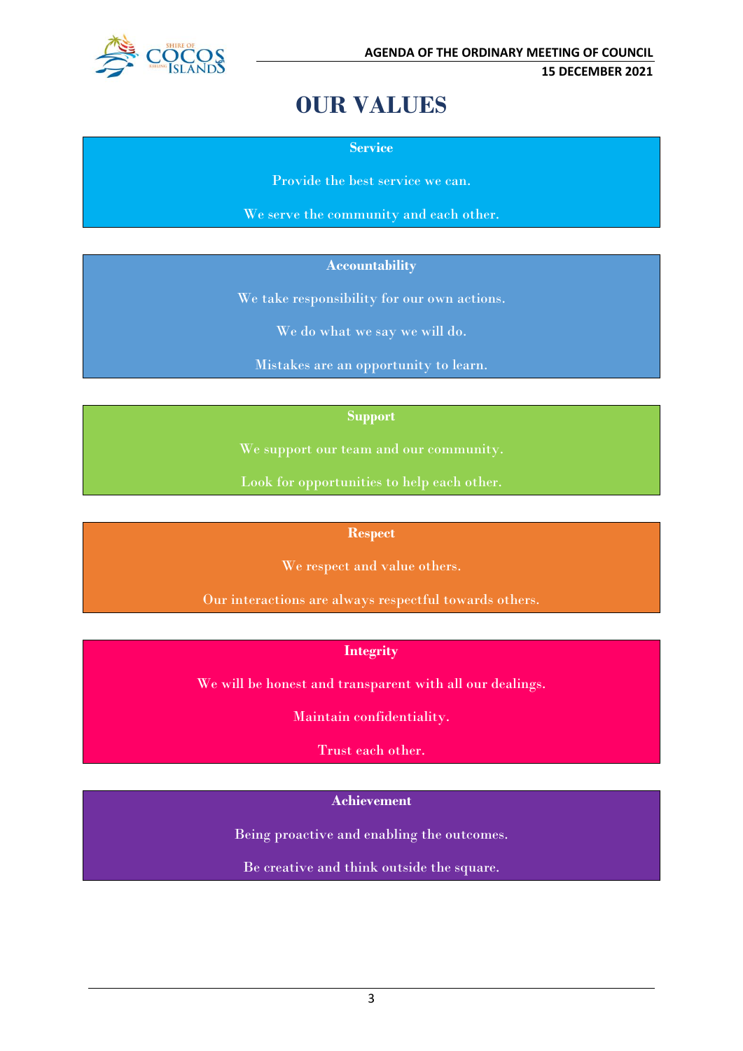# OUR VALUES

**Service**

Provide the best service we can.

We serve the community and each other.

**Accountability**

We take responsibility for our own actions.

We do what we say we will do.

Mistakes are an opportunity to learn.

**Support**

We support our team and our community.

Look for opportunities to help each other.

**Respect**

We respect and value others.

Our interactions are always respectful towards others.

**Integrity**

We will be honest and transparent with all our dealings.

Maintain confidentiality.

Trust each other.

**Achievement**

Being proactive and enabling the outcomes.

Be creative and think outside the square.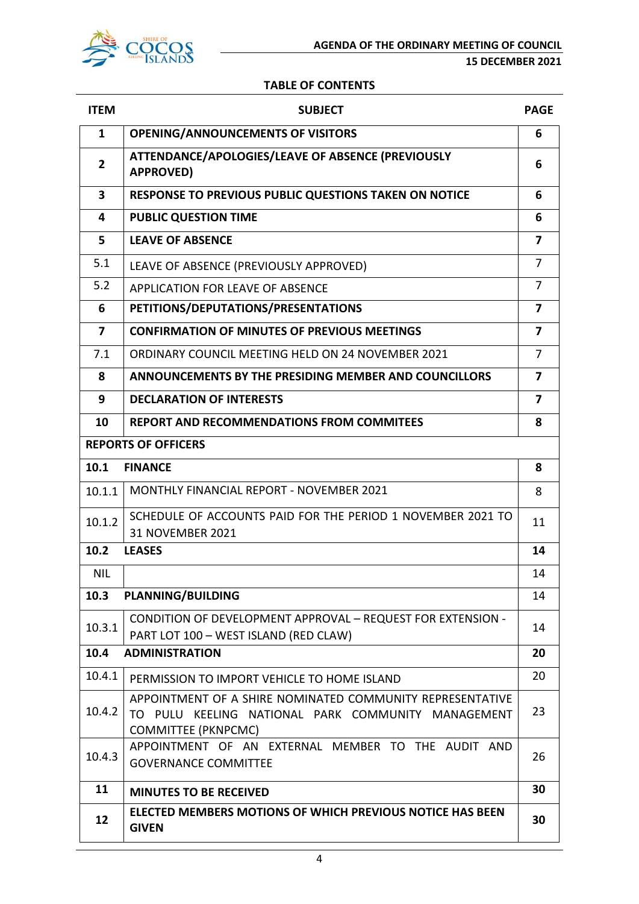## TABLE OF CONTENTS

| ITEM | SUBJECT | PAGE |
|---|---|---|
| **1** | **OPENING/ANNOUNCEMENTS OF VISITORS** | **6** |
| **2** | **ATTENDANCE/APOLOGIES/LEAVE OF ABSENCE (PREVIOUSLY APPROVED)** | **6** |
| **3** | **RESPONSE TO PREVIOUS PUBLIC QUESTIONS TAKEN ON NOTICE** | **6** |
| **4** | **PUBLIC QUESTION TIME** | **6** |
| **5** | **LEAVE OF ABSENCE** | **7** |
| 5.1 | LEAVE OF ABSENCE (PREVIOUSLY APPROVED) | 7 |
| 5.2 | APPLICATION FOR LEAVE OF ABSENCE | 7 |
| **6** | **PETITIONS/DEPUTATIONS/PRESENTATIONS** | **7** |
| **7** | **CONFIRMATION OF MINUTES OF PREVIOUS MEETINGS** | **7** |
| 7.1 | ORDINARY COUNCIL MEETING HELD ON 24 NOVEMBER 2021 | 7 |
| **8** | **ANNOUNCEMENTS BY THE PRESIDING MEMBER AND COUNCILLORS** | **7** |
| **9** | **DECLARATION OF INTERESTS** | **7** |
| **10** | **REPORT AND RECOMMENDATIONS FROM COMMITEES** | **8** |
| **REPORTS OF OFFICERS** | | |
| **10.1** | **FINANCE** | **8** |
| 10.1.1 | MONTHLY FINANCIAL REPORT - NOVEMBER 2021 | 8 |
| 10.1.2 | SCHEDULE OF ACCOUNTS PAID FOR THE PERIOD 1 NOVEMBER 2021 TO 31 NOVEMBER 2021 | 11 |
| **10.2** | **LEASES** | **14** |
| NIL | | 14 |
| **10.3** | **PLANNING/BUILDING** | 14 |
| 10.3.1 | CONDITION OF DEVELOPMENT APPROVAL – REQUEST FOR EXTENSION - PART LOT 100 – WEST ISLAND (RED CLAW) | 14 |
| **10.4** | **ADMINISTRATION** | **20** |
| 10.4.1 | PERMISSION TO IMPORT VEHICLE TO HOME ISLAND | 20 |
| 10.4.2 | APPOINTMENT OF A SHIRE NOMINATED COMMUNITY REPRESENTATIVE TO PULU KEELING NATIONAL PARK COMMUNITY MANAGEMENT COMMITTEE (PKNPCMC) | 23 |
| 10.4.3 | APPOINTMENT OF AN EXTERNAL MEMBER TO THE AUDIT AND GOVERNANCE COMMITTEE | 26 |
| **11** | **MINUTES TO BE RECEIVED** | **30** |
| **12** | **ELECTED MEMBERS MOTIONS OF WHICH PREVIOUS NOTICE HAS BEEN GIVEN** | **30** |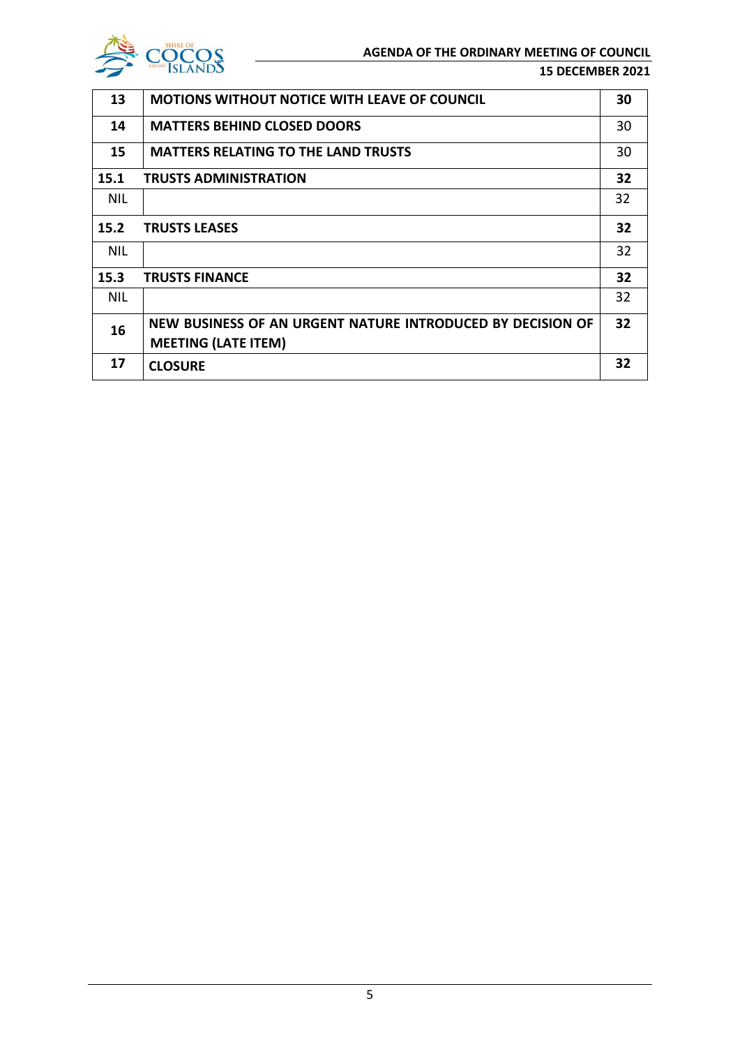| 13 | **MOTIONS WITHOUT NOTICE WITH LEAVE OF COUNCIL** | **30** |
|---|---|---|
| 14 | **MATTERS BEHIND CLOSED DOORS** | 30 |
| 15 | **MATTERS RELATING TO THE LAND TRUSTS** | 30 |
| **15.1** | **TRUSTS ADMINISTRATION** | **32** |
| NIL | | 32 |
| **15.2** | **TRUSTS LEASES** | **32** |
| NIL | | 32 |
| **15.3** | **TRUSTS FINANCE** | **32** |
| NIL | | 32 |
| **16** | **NEW BUSINESS OF AN URGENT NATURE INTRODUCED BY DECISION OF MEETING (LATE ITEM)** | **32** |
| **17** | **CLOSURE** | **32** |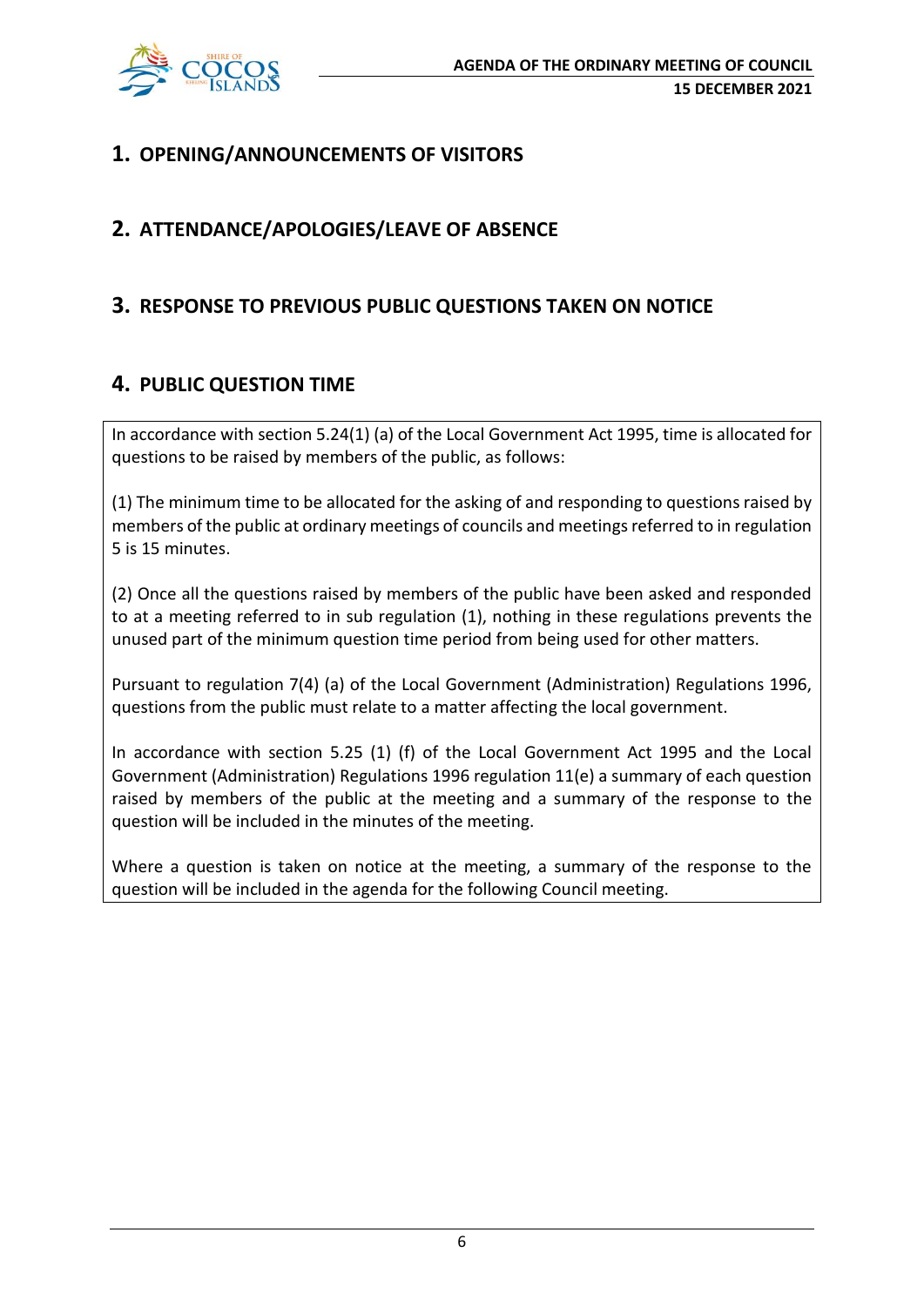## 1. OPENING/ANNOUNCEMENTS OF VISITORS

## 2. ATTENDANCE/APOLOGIES/LEAVE OF ABSENCE

## 3. RESPONSE TO PREVIOUS PUBLIC QUESTIONS TAKEN ON NOTICE

## 4. PUBLIC QUESTION TIME

In accordance with section 5.24(1) (a) of the Local Government Act 1995, time is allocated for questions to be raised by members of the public, as follows:

(1) The minimum time to be allocated for the asking of and responding to questions raised by members of the public at ordinary meetings of councils and meetings referred to in regulation 5 is 15 minutes.

(2) Once all the questions raised by members of the public have been asked and responded to at a meeting referred to in sub regulation (1), nothing in these regulations prevents the unused part of the minimum question time period from being used for other matters.

Pursuant to regulation 7(4) (a) of the Local Government (Administration) Regulations 1996, questions from the public must relate to a matter affecting the local government.

In accordance with section 5.25 (1) (f) of the Local Government Act 1995 and the Local Government (Administration) Regulations 1996 regulation 11(e) a summary of each question raised by members of the public at the meeting and a summary of the response to the question will be included in the minutes of the meeting.

Where a question is taken on notice at the meeting, a summary of the response to the question will be included in the agenda for the following Council meeting.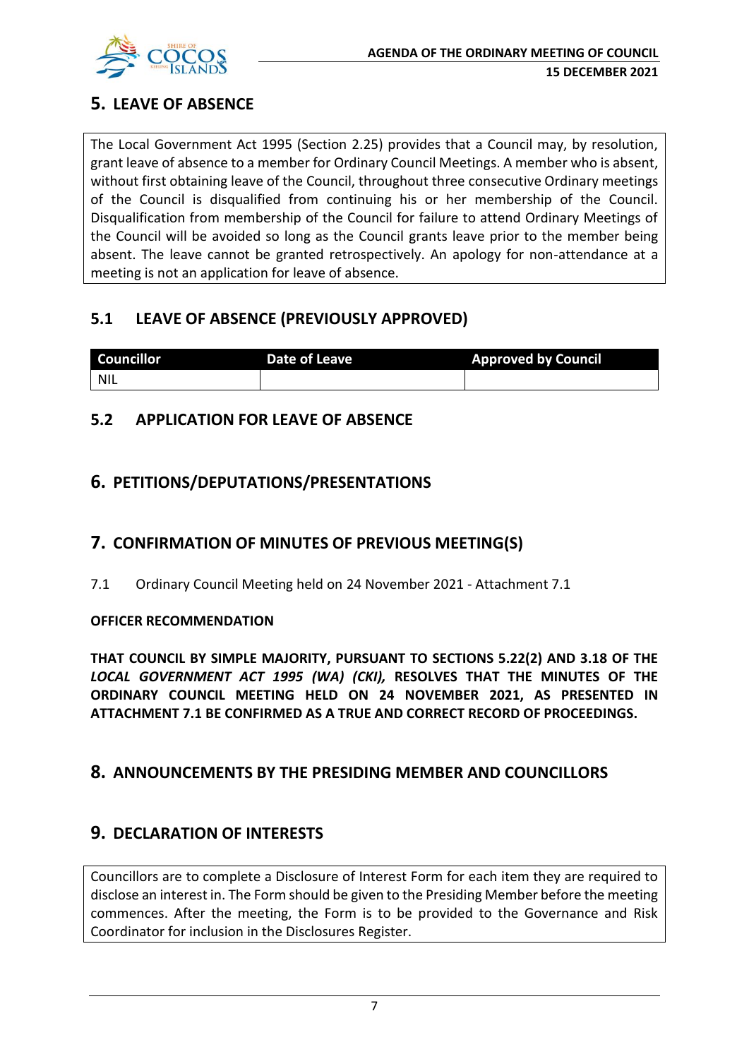## 5. LEAVE OF ABSENCE

The Local Government Act 1995 (Section 2.25) provides that a Council may, by resolution, grant leave of absence to a member for Ordinary Council Meetings. A member who is absent, without first obtaining leave of the Council, throughout three consecutive Ordinary meetings of the Council is disqualified from continuing his or her membership of the Council. Disqualification from membership of the Council for failure to attend Ordinary Meetings of the Council will be avoided so long as the Council grants leave prior to the member being absent. The leave cannot be granted retrospectively. An apology for non-attendance at a meeting is not an application for leave of absence.

### 5.1 LEAVE OF ABSENCE (PREVIOUSLY APPROVED)

| Councillor | Date of Leave | Approved by Council |
|---|---|---|
| NIL | | |

### 5.2 APPLICATION FOR LEAVE OF ABSENCE

## 6. PETITIONS/DEPUTATIONS/PRESENTATIONS

## 7. CONFIRMATION OF MINUTES OF PREVIOUS MEETING(S)

7.1 Ordinary Council Meeting held on 24 November 2021 - Attachment 7.1

**OFFICER RECOMMENDATION**

**THAT COUNCIL BY SIMPLE MAJORITY, PURSUANT TO SECTIONS 5.22(2) AND 3.18 OF THE *LOCAL GOVERNMENT ACT 1995 (WA) (CKI)*, RESOLVES THAT THE MINUTES OF THE ORDINARY COUNCIL MEETING HELD ON 24 NOVEMBER 2021, AS PRESENTED IN ATTACHMENT 7.1 BE CONFIRMED AS A TRUE AND CORRECT RECORD OF PROCEEDINGS.**

## 8. ANNOUNCEMENTS BY THE PRESIDING MEMBER AND COUNCILLORS

## 9. DECLARATION OF INTERESTS

Councillors are to complete a Disclosure of Interest Form for each item they are required to disclose an interest in. The Form should be given to the Presiding Member before the meeting commences. After the meeting, the Form is to be provided to the Governance and Risk Coordinator for inclusion in the Disclosures Register.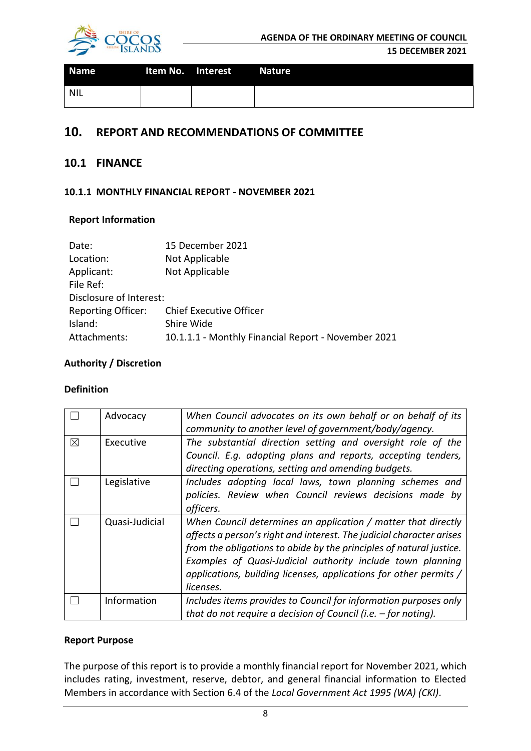| Name | Item No. | Interest | Nature |
|---|---|---|---|
| NIL | | | |

# 10. REPORT AND RECOMMENDATIONS OF COMMITTEE

## 10.1 FINANCE

### 10.1.1 MONTHLY FINANCIAL REPORT - NOVEMBER 2021

**Report Information**

Date: 15 December 2021
Location: Not Applicable
Applicant: Not Applicable
File Ref:
Disclosure of Interest:
Reporting Officer: Chief Executive Officer
Island: Shire Wide
Attachments: 10.1.1.1 - Monthly Financial Report - November 2021

**Authority / Discretion**

**Definition**

| | | |
|---|---|---|
| ☐ | Advocacy | *When Council advocates on its own behalf or on behalf of its community to another level of government/body/agency.* |
| ☒ | Executive | *The substantial direction setting and oversight role of the Council. E.g. adopting plans and reports, accepting tenders, directing operations, setting and amending budgets.* |
| ☐ | Legislative | *Includes adopting local laws, town planning schemes and policies. Review when Council reviews decisions made by officers.* |
| ☐ | Quasi-Judicial | *When Council determines an application / matter that directly affects a person's right and interest. The judicial character arises from the obligations to abide by the principles of natural justice. Examples of Quasi-Judicial authority include town planning applications, building licenses, applications for other permits / licenses.* |
| ☐ | Information | *Includes items provides to Council for information purposes only that do not require a decision of Council (i.e. – for noting).* |

**Report Purpose**

The purpose of this report is to provide a monthly financial report for November 2021, which includes rating, investment, reserve, debtor, and general financial information to Elected Members in accordance with Section 6.4 of the *Local Government Act 1995 (WA) (CKI)*.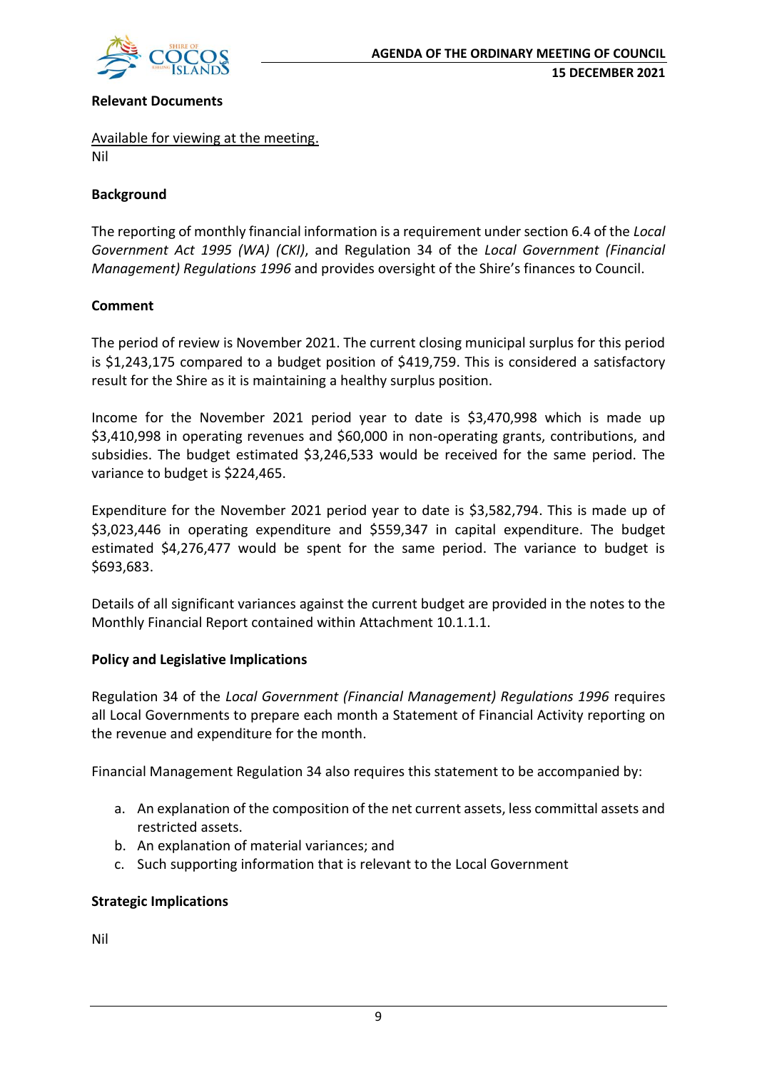**Relevant Documents**

Available for viewing at the meeting.
Nil

**Background**

The reporting of monthly financial information is a requirement under section 6.4 of the *Local Government Act 1995 (WA) (CKI)*, and Regulation 34 of the *Local Government (Financial Management) Regulations 1996* and provides oversight of the Shire's finances to Council.

**Comment**

The period of review is November 2021. The current closing municipal surplus for this period is $1,243,175 compared to a budget position of $419,759. This is considered a satisfactory result for the Shire as it is maintaining a healthy surplus position.

Income for the November 2021 period year to date is $3,470,998 which is made up $3,410,998 in operating revenues and $60,000 in non-operating grants, contributions, and subsidies. The budget estimated $3,246,533 would be received for the same period. The variance to budget is $224,465.

Expenditure for the November 2021 period year to date is $3,582,794. This is made up of $3,023,446 in operating expenditure and $559,347 in capital expenditure. The budget estimated $4,276,477 would be spent for the same period. The variance to budget is $693,683.

Details of all significant variances against the current budget are provided in the notes to the Monthly Financial Report contained within Attachment 10.1.1.1.

**Policy and Legislative Implications**

Regulation 34 of the *Local Government (Financial Management) Regulations 1996* requires all Local Governments to prepare each month a Statement of Financial Activity reporting on the revenue and expenditure for the month.

Financial Management Regulation 34 also requires this statement to be accompanied by:

a. An explanation of the composition of the net current assets, less committal assets and restricted assets.
b. An explanation of material variances; and
c. Such supporting information that is relevant to the Local Government

**Strategic Implications**

Nil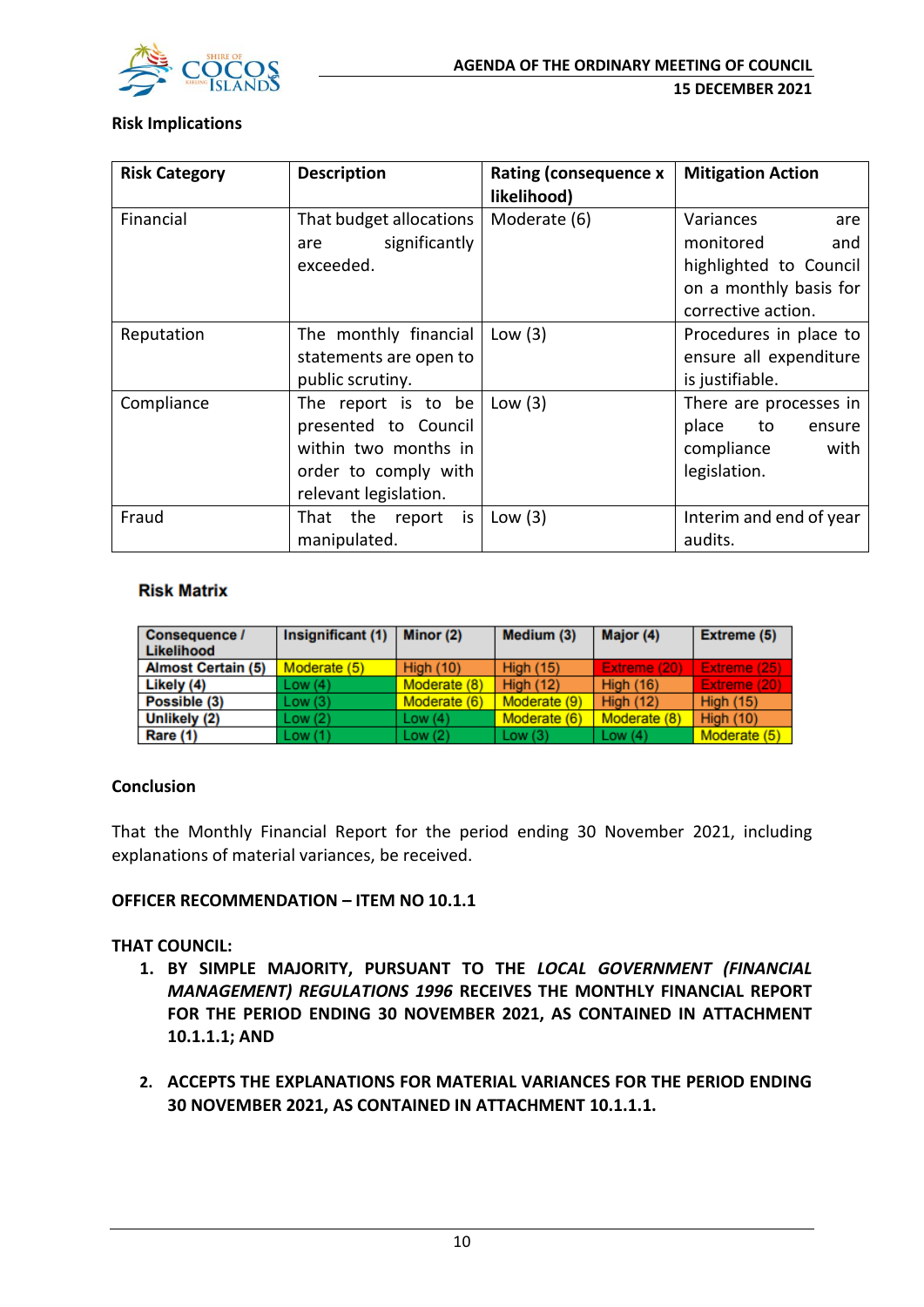**Risk Implications**

| Risk Category | Description | Rating (consequence x likelihood) | Mitigation Action |
|---|---|---|---|
| Financial | That budget allocations are significantly exceeded. | Moderate (6) | Variances are monitored and highlighted to Council on a monthly basis for corrective action. |
| Reputation | The monthly financial statements are open to public scrutiny. | Low (3) | Procedures in place to ensure all expenditure is justifiable. |
| Compliance | The report is to be presented to Council within two months in order to comply with relevant legislation. | Low (3) | There are processes in place to ensure compliance with legislation. |
| Fraud | That the report is manipulated. | Low (3) | Interim and end of year audits. |

**Risk Matrix**

| Consequence / Likelihood | Insignificant (1) | Minor (2) | Medium (3) | Major (4) | Extreme (5) |
|---|---|---|---|---|---|
| Almost Certain (5) | Moderate (5) | High (10) | High (15) | Extreme (20) | Extreme (25) |
| Likely (4) | Low (4) | Moderate (8) | High (12) | High (16) | Extreme (20) |
| Possible (3) | Low (3) | Moderate (6) | Moderate (9) | High (12) | High (15) |
| Unlikely (2) | Low (2) | Low (4) | Moderate (6) | Moderate (8) | High (10) |
| Rare (1) | Low (1) | Low (2) | Low (3) | Low (4) | Moderate (5) |

**Conclusion**

That the Monthly Financial Report for the period ending 30 November 2021, including explanations of material variances, be received.

**OFFICER RECOMMENDATION – ITEM NO 10.1.1**

**THAT COUNCIL:**

1. **BY SIMPLE MAJORITY, PURSUANT TO THE *LOCAL GOVERNMENT (FINANCIAL MANAGEMENT) REGULATIONS 1996* RECEIVES THE MONTHLY FINANCIAL REPORT FOR THE PERIOD ENDING 30 NOVEMBER 2021, AS CONTAINED IN ATTACHMENT 10.1.1.1; AND**

2. **ACCEPTS THE EXPLANATIONS FOR MATERIAL VARIANCES FOR THE PERIOD ENDING 30 NOVEMBER 2021, AS CONTAINED IN ATTACHMENT 10.1.1.1.**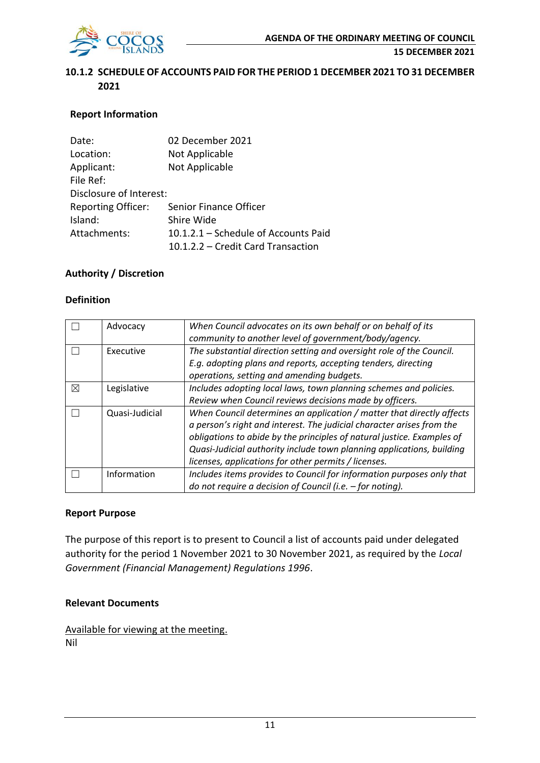## 10.1.2 SCHEDULE OF ACCOUNTS PAID FOR THE PERIOD 1 DECEMBER 2021 TO 31 DECEMBER 2021

### Report Information

| | |
|---|---|
| Date: | 02 December 2021 |
| Location: | Not Applicable |
| Applicant: | Not Applicable |
| File Ref: | |
| Disclosure of Interest: | |
| Reporting Officer: | Senior Finance Officer |
| Island: | Shire Wide |
| Attachments: | 10.1.2.1 – Schedule of Accounts Paid<br>10.1.2.2 – Credit Card Transaction |

### Authority / Discretion

### Definition

| | | |
|---|---|---|
| ☐ | Advocacy | *When Council advocates on its own behalf or on behalf of its community to another level of government/body/agency.* |
| ☐ | Executive | *The substantial direction setting and oversight role of the Council. E.g. adopting plans and reports, accepting tenders, directing operations, setting and amending budgets.* |
| ☒ | Legislative | *Includes adopting local laws, town planning schemes and policies. Review when Council reviews decisions made by officers.* |
| ☐ | Quasi-Judicial | *When Council determines an application / matter that directly affects a person's right and interest. The judicial character arises from the obligations to abide by the principles of natural justice. Examples of Quasi-Judicial authority include town planning applications, building licenses, applications for other permits / licenses.* |
| ☐ | Information | *Includes items provides to Council for information purposes only that do not require a decision of Council (i.e. – for noting).* |

### Report Purpose

The purpose of this report is to present to Council a list of accounts paid under delegated authority for the period 1 November 2021 to 30 November 2021, as required by the *Local Government (Financial Management) Regulations 1996*.

### Relevant Documents

Available for viewing at the meeting.
Nil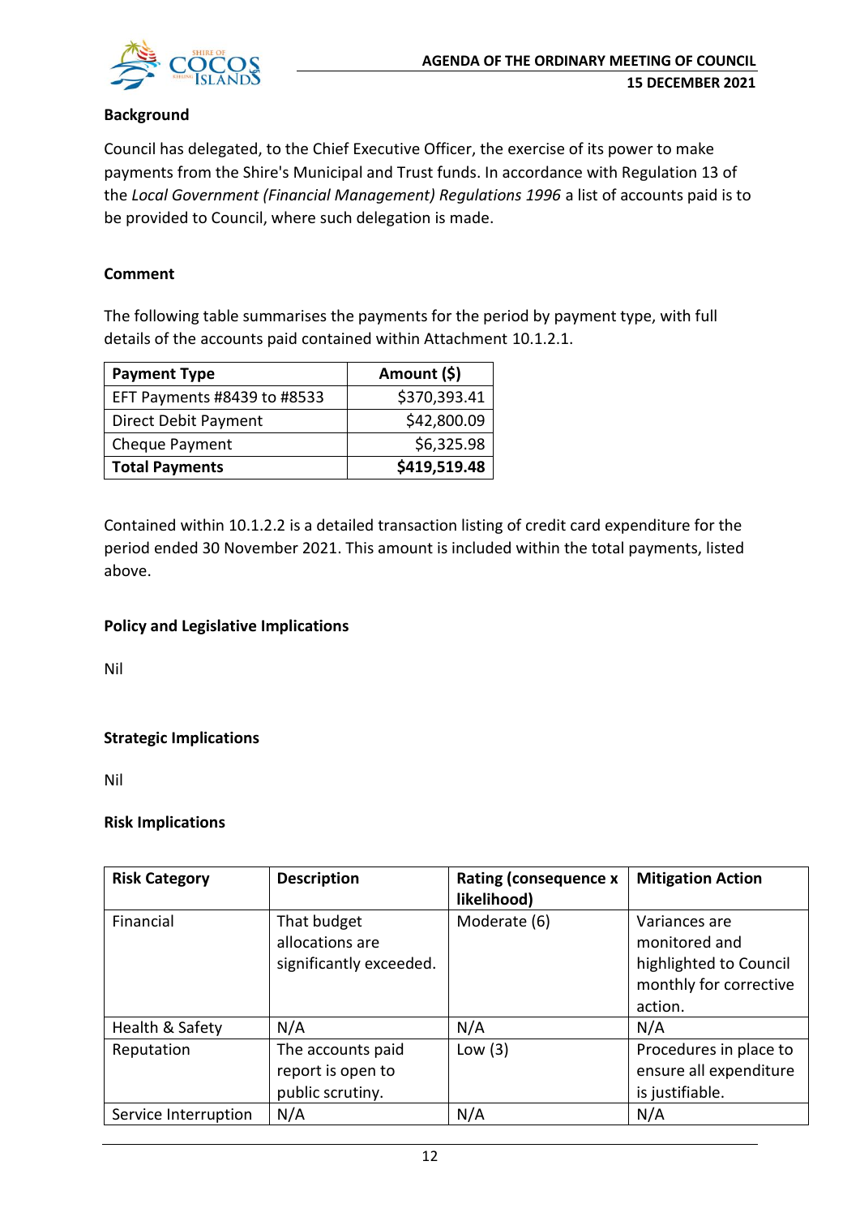**Background**

Council has delegated, to the Chief Executive Officer, the exercise of its power to make payments from the Shire's Municipal and Trust funds. In accordance with Regulation 13 of the *Local Government (Financial Management) Regulations 1996* a list of accounts paid is to be provided to Council, where such delegation is made.

**Comment**

The following table summarises the payments for the period by payment type, with full details of the accounts paid contained within Attachment 10.1.2.1.

| Payment Type | Amount ($) |
|---|---:|
| EFT Payments #8439 to #8533 | $370,393.41 |
| Direct Debit Payment | $42,800.09 |
| Cheque Payment | $6,325.98 |
| **Total Payments** | **$419,519.48** |

Contained within 10.1.2.2 is a detailed transaction listing of credit card expenditure for the period ended 30 November 2021. This amount is included within the total payments, listed above.

**Policy and Legislative Implications**

Nil

**Strategic Implications**

Nil

**Risk Implications**

| Risk Category | Description | Rating (consequence x likelihood) | Mitigation Action |
|---|---|---|---|
| Financial | That budget allocations are significantly exceeded. | Moderate (6) | Variances are monitored and highlighted to Council monthly for corrective action. |
| Health & Safety | N/A | N/A | N/A |
| Reputation | The accounts paid report is open to public scrutiny. | Low (3) | Procedures in place to ensure all expenditure is justifiable. |
| Service Interruption | N/A | N/A | N/A |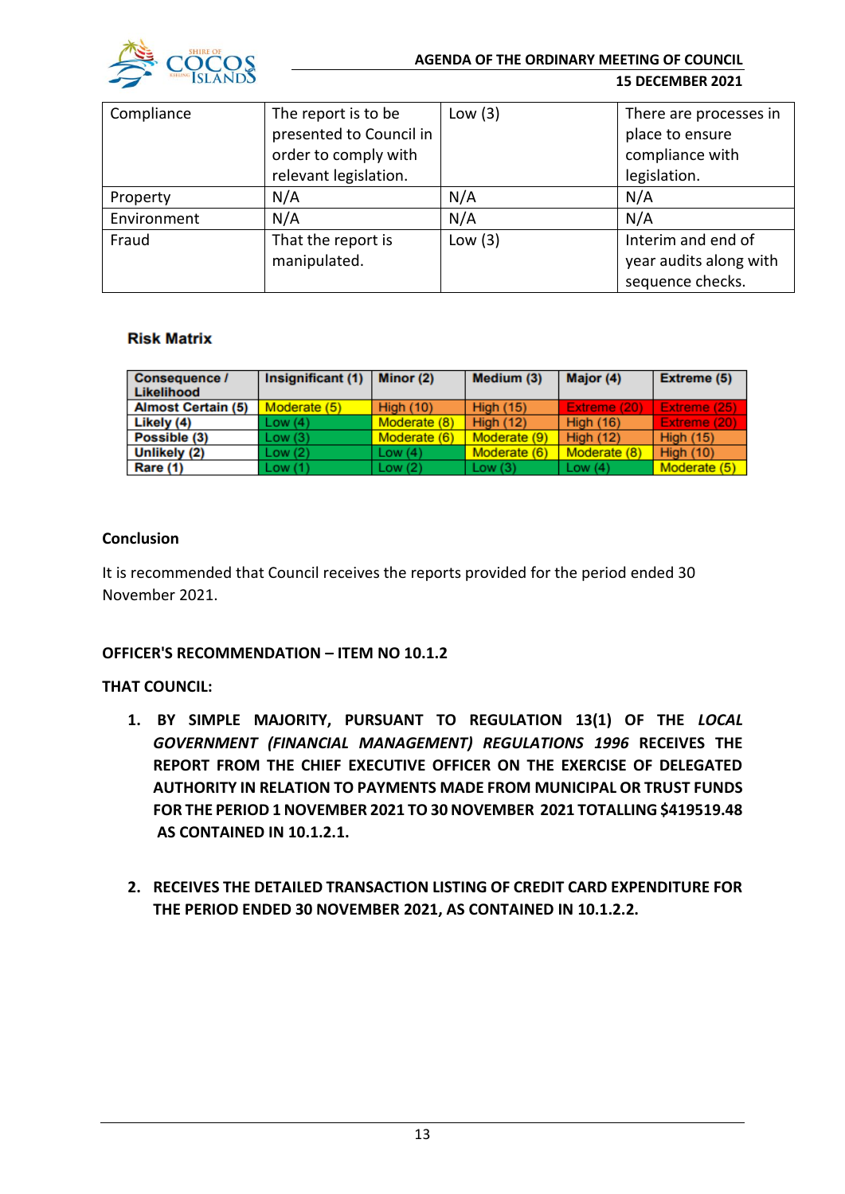| Compliance | The report is to be presented to Council in order to comply with relevant legislation. | Low (3) | There are processes in place to ensure compliance with legislation. |
|---|---|---|---|
| Property | N/A | N/A | N/A |
| Environment | N/A | N/A | N/A |
| Fraud | That the report is manipulated. | Low (3) | Interim and end of year audits along with sequence checks. |

**Risk Matrix**

| Consequence / Likelihood | Insignificant (1) | Minor (2) | Medium (3) | Major (4) | Extreme (5) |
|---|---|---|---|---|---|
| Almost Certain (5) | Moderate (5) | High (10) | High (15) | Extreme (20) | Extreme (25) |
| Likely (4) | Low (4) | Moderate (8) | High (12) | High (16) | Extreme (20) |
| Possible (3) | Low (3) | Moderate (6) | Moderate (9) | High (12) | High (15) |
| Unlikely (2) | Low (2) | Low (4) | Moderate (6) | Moderate (8) | High (10) |
| Rare (1) | Low (1) | Low (2) | Low (3) | Low (4) | Moderate (5) |

**Conclusion**

It is recommended that Council receives the reports provided for the period ended 30 November 2021.

**OFFICER'S RECOMMENDATION – ITEM NO 10.1.2**

**THAT COUNCIL:**

1. **BY SIMPLE MAJORITY, PURSUANT TO REGULATION 13(1) OF THE *LOCAL GOVERNMENT (FINANCIAL MANAGEMENT) REGULATIONS 1996* RECEIVES THE REPORT FROM THE CHIEF EXECUTIVE OFFICER ON THE EXERCISE OF DELEGATED AUTHORITY IN RELATION TO PAYMENTS MADE FROM MUNICIPAL OR TRUST FUNDS FOR THE PERIOD 1 NOVEMBER 2021 TO 30 NOVEMBER 2021 TOTALLING $419519.48 AS CONTAINED IN 10.1.2.1.**

2. **RECEIVES THE DETAILED TRANSACTION LISTING OF CREDIT CARD EXPENDITURE FOR THE PERIOD ENDED 30 NOVEMBER 2021, AS CONTAINED IN 10.1.2.2.**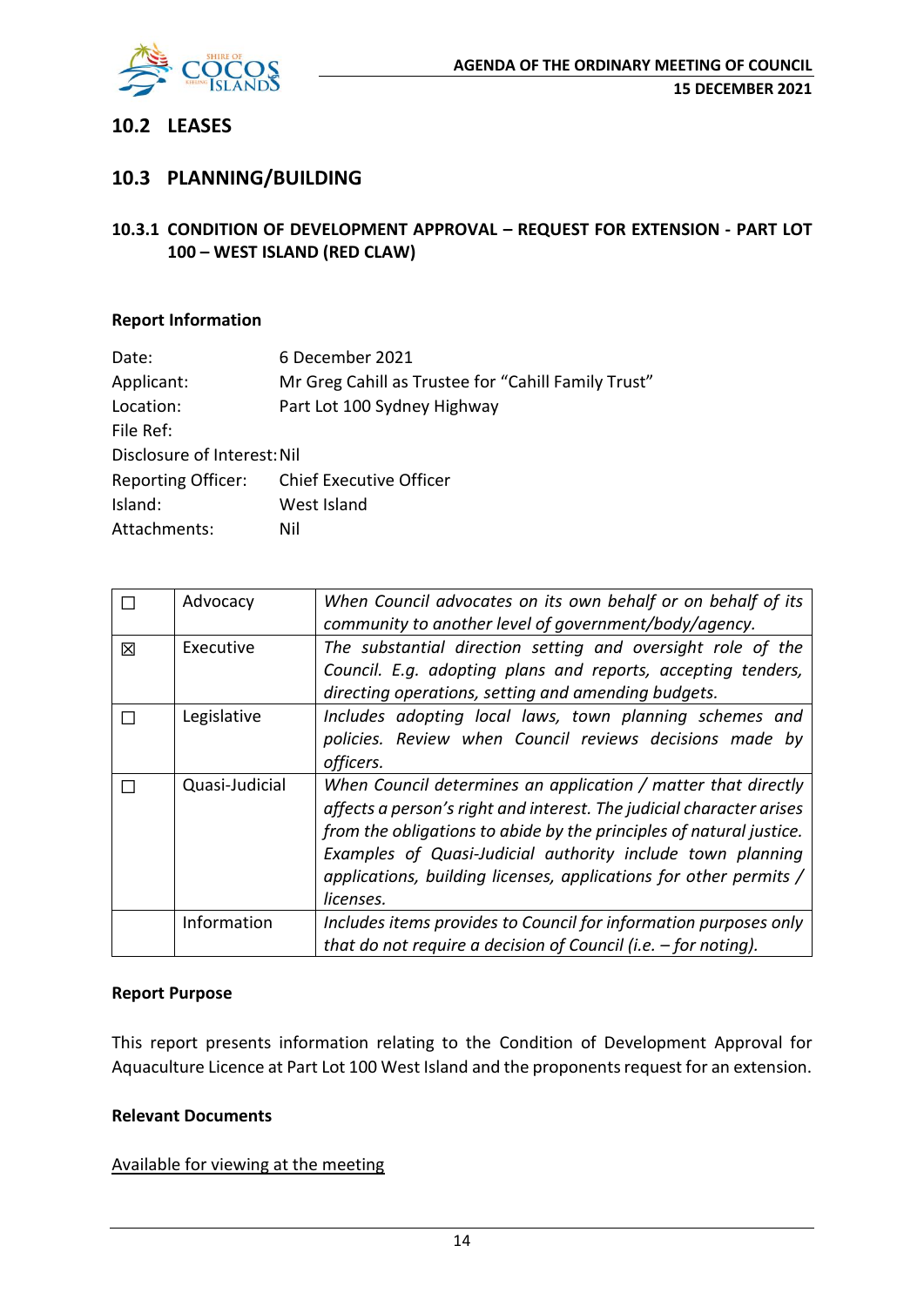## 10.2 LEASES

## 10.3 PLANNING/BUILDING

### 10.3.1 CONDITION OF DEVELOPMENT APPROVAL – REQUEST FOR EXTENSION - PART LOT 100 – WEST ISLAND (RED CLAW)

**Report Information**

| | |
|---|---|
| Date: | 6 December 2021 |
| Applicant: | Mr Greg Cahill as Trustee for "Cahill Family Trust" |
| Location: | Part Lot 100 Sydney Highway |
| File Ref: | |
| Disclosure of Interest: | Nil |
| Reporting Officer: | Chief Executive Officer |
| Island: | West Island |
| Attachments: | Nil |

| | | |
|---|---|---|
| ☐ | Advocacy | *When Council advocates on its own behalf or on behalf of its community to another level of government/body/agency.* |
| ☒ | Executive | *The substantial direction setting and oversight role of the Council. E.g. adopting plans and reports, accepting tenders, directing operations, setting and amending budgets.* |
| ☐ | Legislative | *Includes adopting local laws, town planning schemes and policies. Review when Council reviews decisions made by officers.* |
| ☐ | Quasi-Judicial | *When Council determines an application / matter that directly affects a person's right and interest. The judicial character arises from the obligations to abide by the principles of natural justice. Examples of Quasi-Judicial authority include town planning applications, building licenses, applications for other permits / licenses.* |
| | Information | *Includes items provides to Council for information purposes only that do not require a decision of Council (i.e. – for noting).* |

**Report Purpose**

This report presents information relating to the Condition of Development Approval for Aquaculture Licence at Part Lot 100 West Island and the proponents request for an extension.

**Relevant Documents**

Available for viewing at the meeting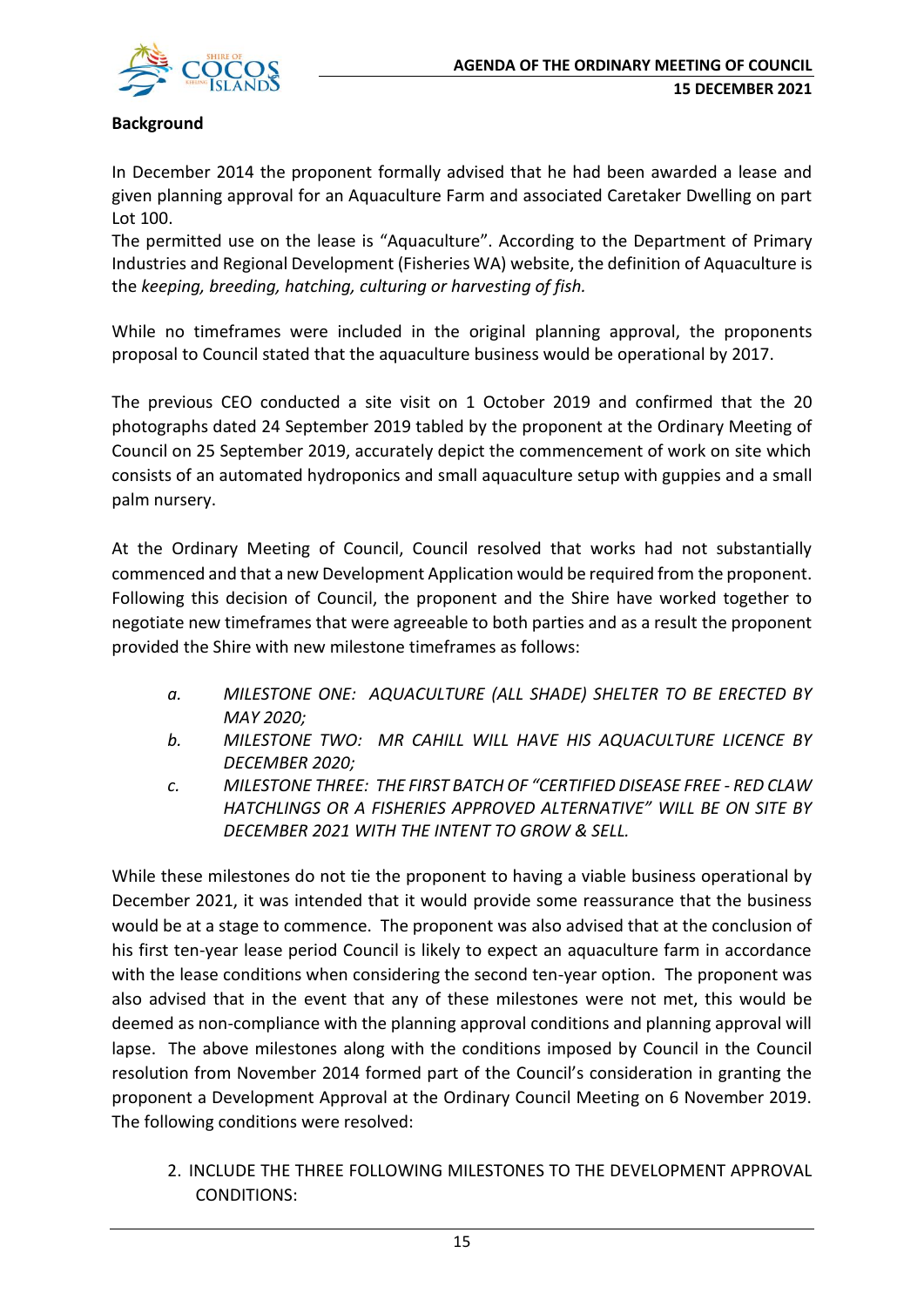**Background**

In December 2014 the proponent formally advised that he had been awarded a lease and given planning approval for an Aquaculture Farm and associated Caretaker Dwelling on part Lot 100.
The permitted use on the lease is "Aquaculture". According to the Department of Primary Industries and Regional Development (Fisheries WA) website, the definition of Aquaculture is the *keeping, breeding, hatching, culturing or harvesting of fish.*

While no timeframes were included in the original planning approval, the proponents proposal to Council stated that the aquaculture business would be operational by 2017.

The previous CEO conducted a site visit on 1 October 2019 and confirmed that the 20 photographs dated 24 September 2019 tabled by the proponent at the Ordinary Meeting of Council on 25 September 2019, accurately depict the commencement of work on site which consists of an automated hydroponics and small aquaculture setup with guppies and a small palm nursery.

At the Ordinary Meeting of Council, Council resolved that works had not substantially commenced and that a new Development Application would be required from the proponent. Following this decision of Council, the proponent and the Shire have worked together to negotiate new timeframes that were agreeable to both parties and as a result the proponent provided the Shire with new milestone timeframes as follows:

a. *MILESTONE ONE: AQUACULTURE (ALL SHADE) SHELTER TO BE ERECTED BY MAY 2020;*
b. *MILESTONE TWO: MR CAHILL WILL HAVE HIS AQUACULTURE LICENCE BY DECEMBER 2020;*
c. *MILESTONE THREE: THE FIRST BATCH OF "CERTIFIED DISEASE FREE - RED CLAW HATCHLINGS OR A FISHERIES APPROVED ALTERNATIVE" WILL BE ON SITE BY DECEMBER 2021 WITH THE INTENT TO GROW & SELL.*

While these milestones do not tie the proponent to having a viable business operational by December 2021, it was intended that it would provide some reassurance that the business would be at a stage to commence. The proponent was also advised that at the conclusion of his first ten-year lease period Council is likely to expect an aquaculture farm in accordance with the lease conditions when considering the second ten-year option. The proponent was also advised that in the event that any of these milestones were not met, this would be deemed as non-compliance with the planning approval conditions and planning approval will lapse. The above milestones along with the conditions imposed by Council in the Council resolution from November 2014 formed part of the Council's consideration in granting the proponent a Development Approval at the Ordinary Council Meeting on 6 November 2019. The following conditions were resolved:

2. INCLUDE THE THREE FOLLOWING MILESTONES TO THE DEVELOPMENT APPROVAL CONDITIONS: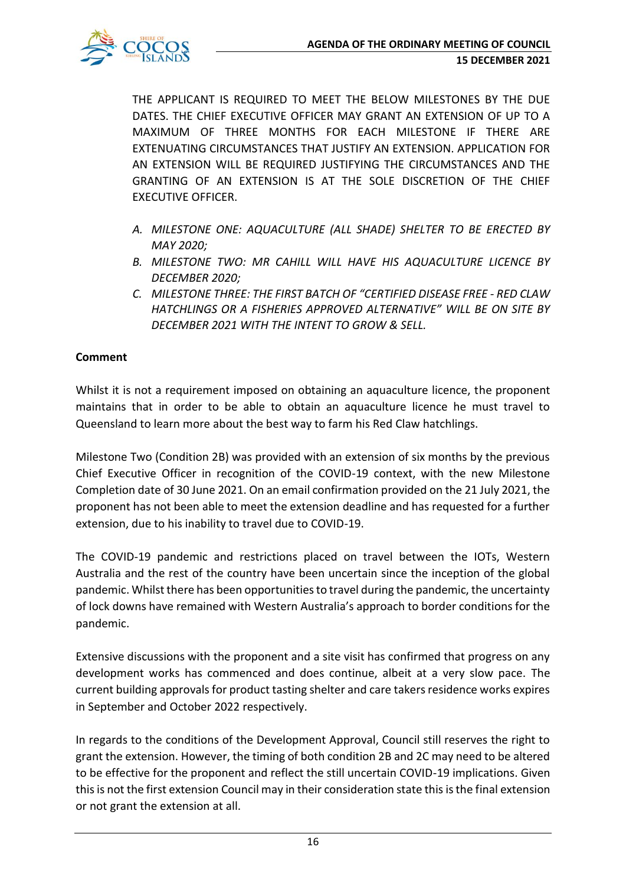THE APPLICANT IS REQUIRED TO MEET THE BELOW MILESTONES BY THE DUE DATES. THE CHIEF EXECUTIVE OFFICER MAY GRANT AN EXTENSION OF UP TO A MAXIMUM OF THREE MONTHS FOR EACH MILESTONE IF THERE ARE EXTENUATING CIRCUMSTANCES THAT JUSTIFY AN EXTENSION. APPLICATION FOR AN EXTENSION WILL BE REQUIRED JUSTIFYING THE CIRCUMSTANCES AND THE GRANTING OF AN EXTENSION IS AT THE SOLE DISCRETION OF THE CHIEF EXECUTIVE OFFICER.

A. *MILESTONE ONE: AQUACULTURE (ALL SHADE) SHELTER TO BE ERECTED BY MAY 2020;*
B. *MILESTONE TWO: MR CAHILL WILL HAVE HIS AQUACULTURE LICENCE BY DECEMBER 2020;*
C. *MILESTONE THREE: THE FIRST BATCH OF "CERTIFIED DISEASE FREE - RED CLAW HATCHLINGS OR A FISHERIES APPROVED ALTERNATIVE" WILL BE ON SITE BY DECEMBER 2021 WITH THE INTENT TO GROW & SELL.*

**Comment**

Whilst it is not a requirement imposed on obtaining an aquaculture licence, the proponent maintains that in order to be able to obtain an aquaculture licence he must travel to Queensland to learn more about the best way to farm his Red Claw hatchlings.

Milestone Two (Condition 2B) was provided with an extension of six months by the previous Chief Executive Officer in recognition of the COVID-19 context, with the new Milestone Completion date of 30 June 2021. On an email confirmation provided on the 21 July 2021, the proponent has not been able to meet the extension deadline and has requested for a further extension, due to his inability to travel due to COVID-19.

The COVID-19 pandemic and restrictions placed on travel between the IOTs, Western Australia and the rest of the country have been uncertain since the inception of the global pandemic. Whilst there has been opportunities to travel during the pandemic, the uncertainty of lock downs have remained with Western Australia's approach to border conditions for the pandemic.

Extensive discussions with the proponent and a site visit has confirmed that progress on any development works has commenced and does continue, albeit at a very slow pace. The current building approvals for product tasting shelter and care takers residence works expires in September and October 2022 respectively.

In regards to the conditions of the Development Approval, Council still reserves the right to grant the extension. However, the timing of both condition 2B and 2C may need to be altered to be effective for the proponent and reflect the still uncertain COVID-19 implications. Given this is not the first extension Council may in their consideration state this is the final extension or not grant the extension at all.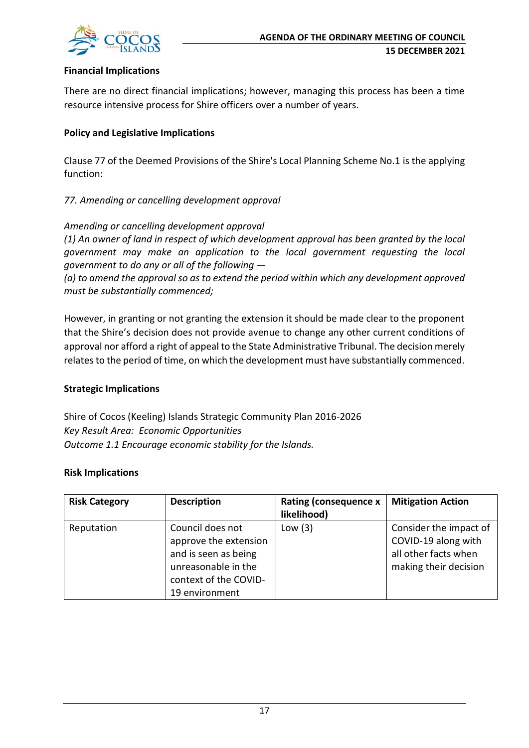**Financial Implications**

There are no direct financial implications; however, managing this process has been a time resource intensive process for Shire officers over a number of years.

**Policy and Legislative Implications**

Clause 77 of the Deemed Provisions of the Shire's Local Planning Scheme No.1 is the applying function:

*77. Amending or cancelling development approval*

*Amending or cancelling development approval*
*(1) An owner of land in respect of which development approval has been granted by the local government may make an application to the local government requesting the local government to do any or all of the following —*
*(a) to amend the approval so as to extend the period within which any development approved must be substantially commenced;*

However, in granting or not granting the extension it should be made clear to the proponent that the Shire's decision does not provide avenue to change any other current conditions of approval nor afford a right of appeal to the State Administrative Tribunal. The decision merely relates to the period of time, on which the development must have substantially commenced.

**Strategic Implications**

Shire of Cocos (Keeling) Islands Strategic Community Plan 2016-2026
*Key Result Area: Economic Opportunities*
*Outcome 1.1 Encourage economic stability for the Islands.*

**Risk Implications**

| Risk Category | Description | Rating (consequence x likelihood) | Mitigation Action |
|---|---|---|---|
| Reputation | Council does not approve the extension and is seen as being unreasonable in the context of the COVID-19 environment | Low (3) | Consider the impact of COVID-19 along with all other facts when making their decision |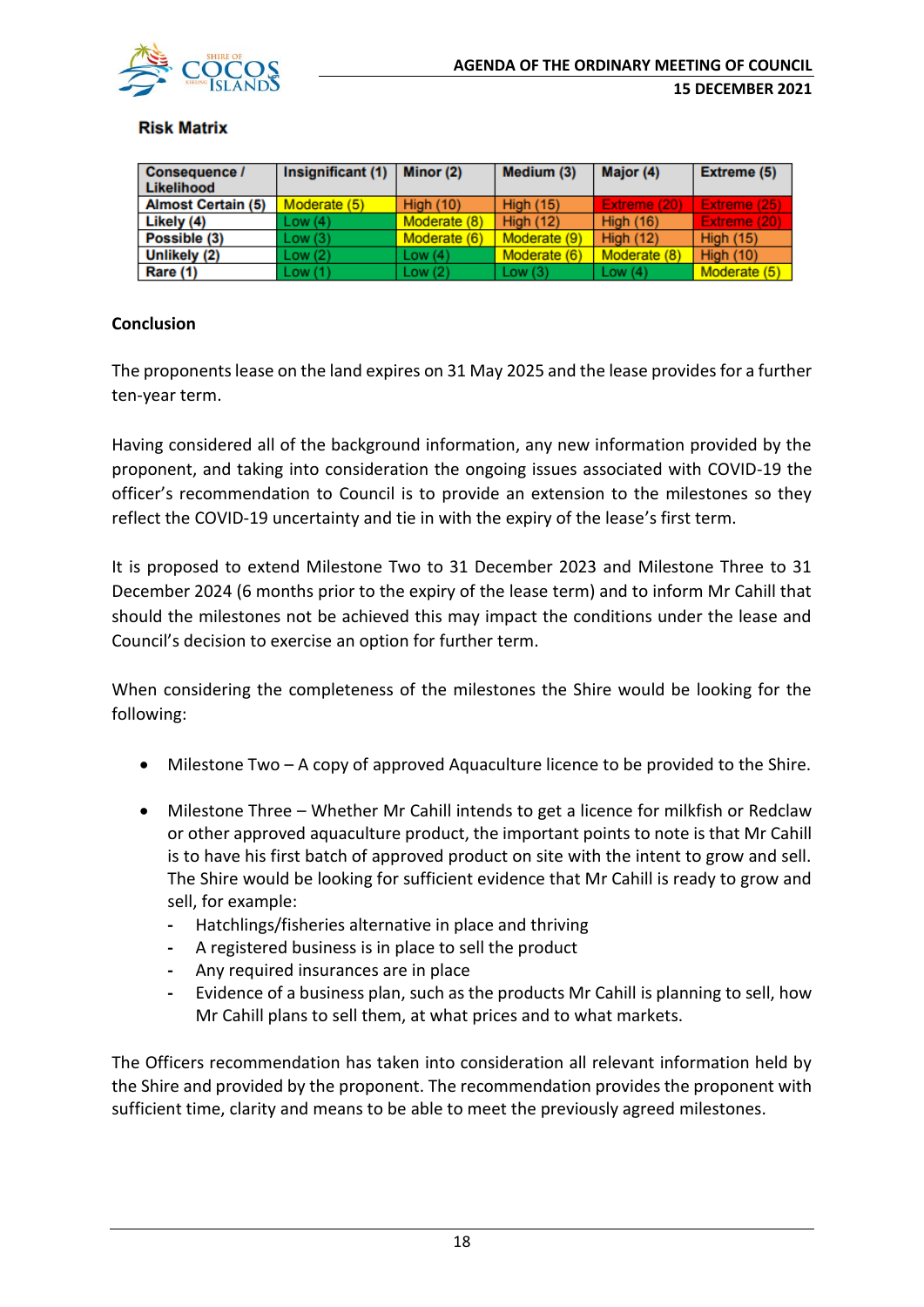**Risk Matrix**

| Consequence / Likelihood | Insignificant (1) | Minor (2) | Medium (3) | Major (4) | Extreme (5) |
|---|---|---|---|---|---|
| Almost Certain (5) | Moderate (5) | High (10) | High (15) | Extreme (20) | Extreme (25) |
| Likely (4) | Low (4) | Moderate (8) | High (12) | High (16) | Extreme (20) |
| Possible (3) | Low (3) | Moderate (6) | Moderate (9) | High (12) | High (15) |
| Unlikely (2) | Low (2) | Low (4) | Moderate (6) | Moderate (8) | High (10) |
| Rare (1) | Low (1) | Low (2) | Low (3) | Low (4) | Moderate (5) |

**Conclusion**

The proponents lease on the land expires on 31 May 2025 and the lease provides for a further ten-year term.

Having considered all of the background information, any new information provided by the proponent, and taking into consideration the ongoing issues associated with COVID-19 the officer's recommendation to Council is to provide an extension to the milestones so they reflect the COVID-19 uncertainty and tie in with the expiry of the lease's first term.

It is proposed to extend Milestone Two to 31 December 2023 and Milestone Three to 31 December 2024 (6 months prior to the expiry of the lease term) and to inform Mr Cahill that should the milestones not be achieved this may impact the conditions under the lease and Council's decision to exercise an option for further term.

When considering the completeness of the milestones the Shire would be looking for the following:

- Milestone Two – A copy of approved Aquaculture licence to be provided to the Shire.
- Milestone Three – Whether Mr Cahill intends to get a licence for milkfish or Redclaw or other approved aquaculture product, the important points to note is that Mr Cahill is to have his first batch of approved product on site with the intent to grow and sell. The Shire would be looking for sufficient evidence that Mr Cahill is ready to grow and sell, for example:
  - Hatchlings/fisheries alternative in place and thriving
  - A registered business is in place to sell the product
  - Any required insurances are in place
  - Evidence of a business plan, such as the products Mr Cahill is planning to sell, how Mr Cahill plans to sell them, at what prices and to what markets.

The Officers recommendation has taken into consideration all relevant information held by the Shire and provided by the proponent. The recommendation provides the proponent with sufficient time, clarity and means to be able to meet the previously agreed milestones.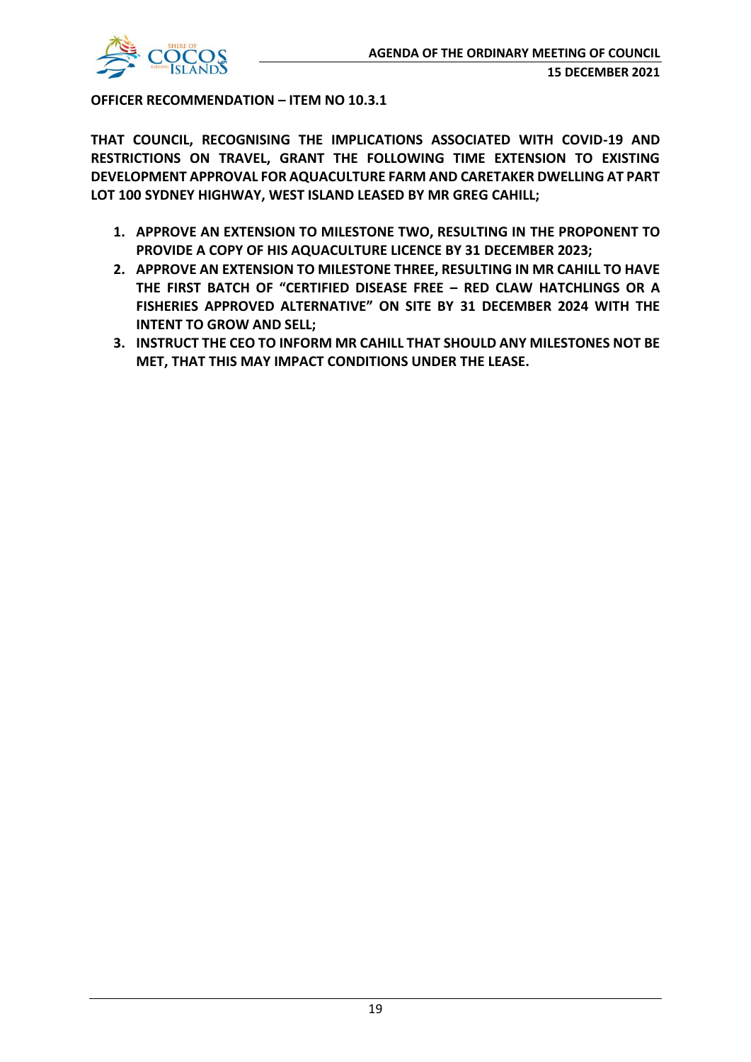**OFFICER RECOMMENDATION – ITEM NO 10.3.1**

**THAT COUNCIL, RECOGNISING THE IMPLICATIONS ASSOCIATED WITH COVID-19 AND RESTRICTIONS ON TRAVEL, GRANT THE FOLLOWING TIME EXTENSION TO EXISTING DEVELOPMENT APPROVAL FOR AQUACULTURE FARM AND CARETAKER DWELLING AT PART LOT 100 SYDNEY HIGHWAY, WEST ISLAND LEASED BY MR GREG CAHILL;**

1. **APPROVE AN EXTENSION TO MILESTONE TWO, RESULTING IN THE PROPONENT TO PROVIDE A COPY OF HIS AQUACULTURE LICENCE BY 31 DECEMBER 2023;**
2. **APPROVE AN EXTENSION TO MILESTONE THREE, RESULTING IN MR CAHILL TO HAVE THE FIRST BATCH OF "CERTIFIED DISEASE FREE – RED CLAW HATCHLINGS OR A FISHERIES APPROVED ALTERNATIVE" ON SITE BY 31 DECEMBER 2024 WITH THE INTENT TO GROW AND SELL;**
3. **INSTRUCT THE CEO TO INFORM MR CAHILL THAT SHOULD ANY MILESTONES NOT BE MET, THAT THIS MAY IMPACT CONDITIONS UNDER THE LEASE.**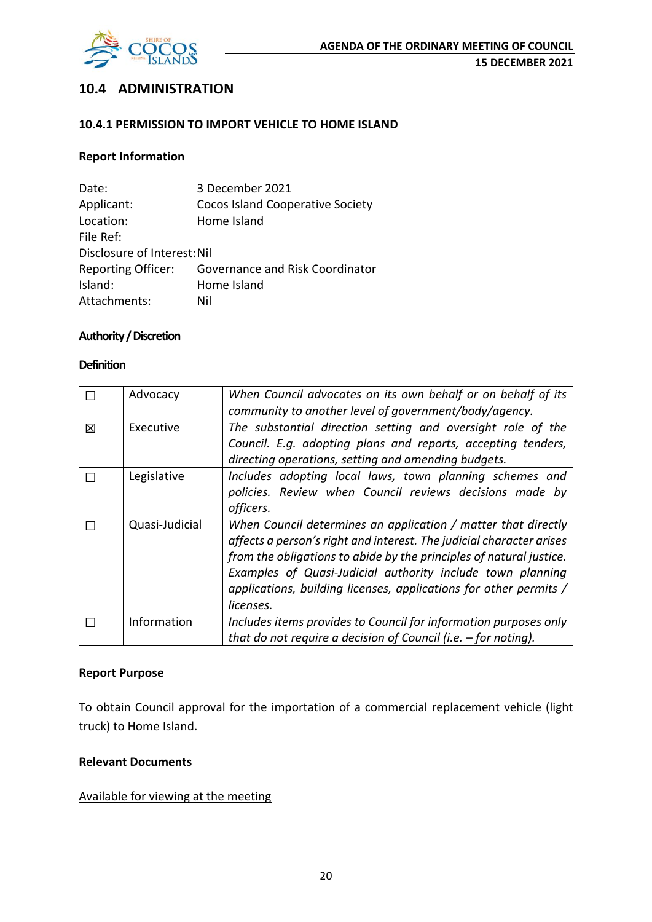## 10.4 ADMINISTRATION

### 10.4.1 PERMISSION TO IMPORT VEHICLE TO HOME ISLAND

**Report Information**

Date: 3 December 2021
Applicant: Cocos Island Cooperative Society
Location: Home Island
File Ref:
Disclosure of Interest: Nil
Reporting Officer: Governance and Risk Coordinator
Island: Home Island
Attachments: Nil

**Authority / Discretion**

**Definition**

| | | |
|---|---|---|
| ☐ | Advocacy | *When Council advocates on its own behalf or on behalf of its community to another level of government/body/agency.* |
| ☒ | Executive | *The substantial direction setting and oversight role of the Council. E.g. adopting plans and reports, accepting tenders, directing operations, setting and amending budgets.* |
| ☐ | Legislative | *Includes adopting local laws, town planning schemes and policies. Review when Council reviews decisions made by officers.* |
| ☐ | Quasi-Judicial | *When Council determines an application / matter that directly affects a person's right and interest. The judicial character arises from the obligations to abide by the principles of natural justice. Examples of Quasi-Judicial authority include town planning applications, building licenses, applications for other permits / licenses.* |
| ☐ | Information | *Includes items provides to Council for information purposes only that do not require a decision of Council (i.e. – for noting).* |

**Report Purpose**

To obtain Council approval for the importation of a commercial replacement vehicle (light truck) to Home Island.

**Relevant Documents**

Available for viewing at the meeting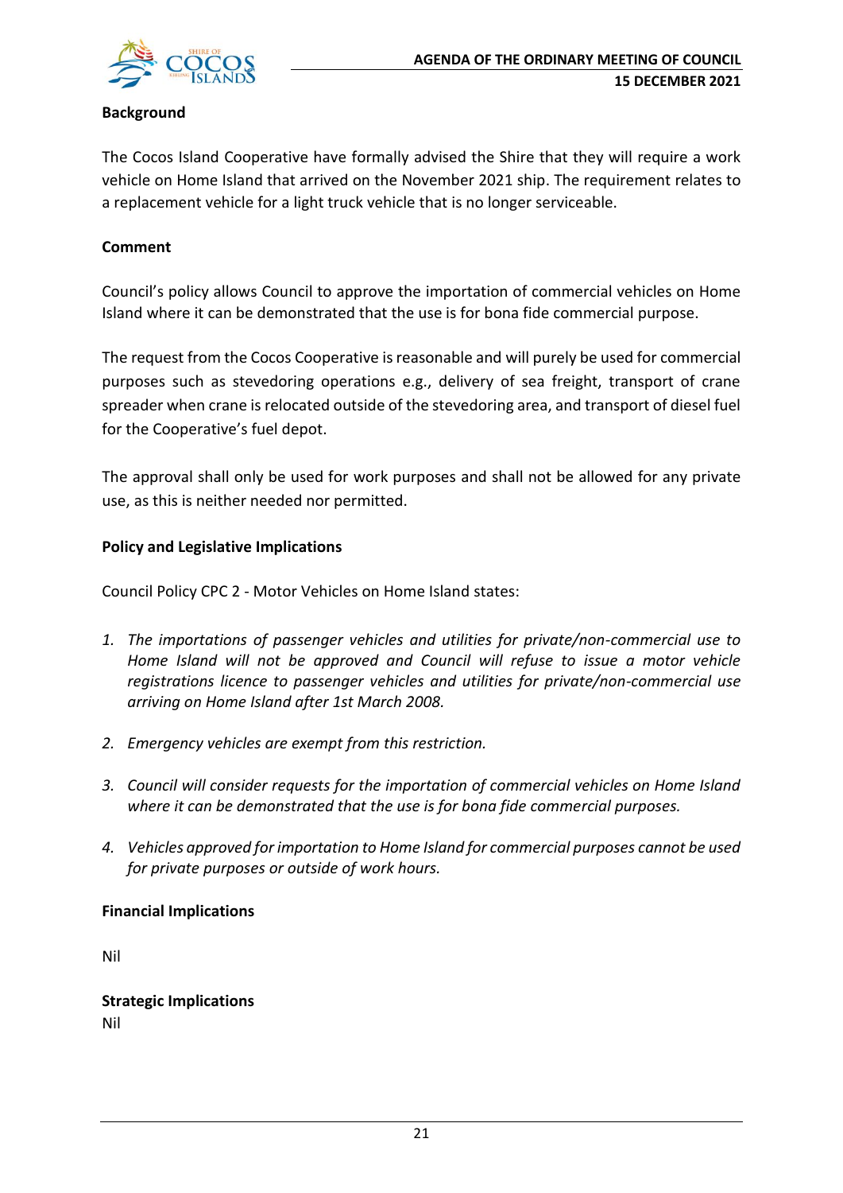**Background**

The Cocos Island Cooperative have formally advised the Shire that they will require a work vehicle on Home Island that arrived on the November 2021 ship. The requirement relates to a replacement vehicle for a light truck vehicle that is no longer serviceable.

**Comment**

Council's policy allows Council to approve the importation of commercial vehicles on Home Island where it can be demonstrated that the use is for bona fide commercial purpose.

The request from the Cocos Cooperative is reasonable and will purely be used for commercial purposes such as stevedoring operations e.g., delivery of sea freight, transport of crane spreader when crane is relocated outside of the stevedoring area, and transport of diesel fuel for the Cooperative's fuel depot.

The approval shall only be used for work purposes and shall not be allowed for any private use, as this is neither needed nor permitted.

**Policy and Legislative Implications**

Council Policy CPC 2 - Motor Vehicles on Home Island states:

1. *The importations of passenger vehicles and utilities for private/non-commercial use to Home Island will not be approved and Council will refuse to issue a motor vehicle registrations licence to passenger vehicles and utilities for private/non-commercial use arriving on Home Island after 1st March 2008.*

2. *Emergency vehicles are exempt from this restriction.*

3. *Council will consider requests for the importation of commercial vehicles on Home Island where it can be demonstrated that the use is for bona fide commercial purposes.*

4. *Vehicles approved for importation to Home Island for commercial purposes cannot be used for private purposes or outside of work hours.*

**Financial Implications**

Nil

**Strategic Implications**

Nil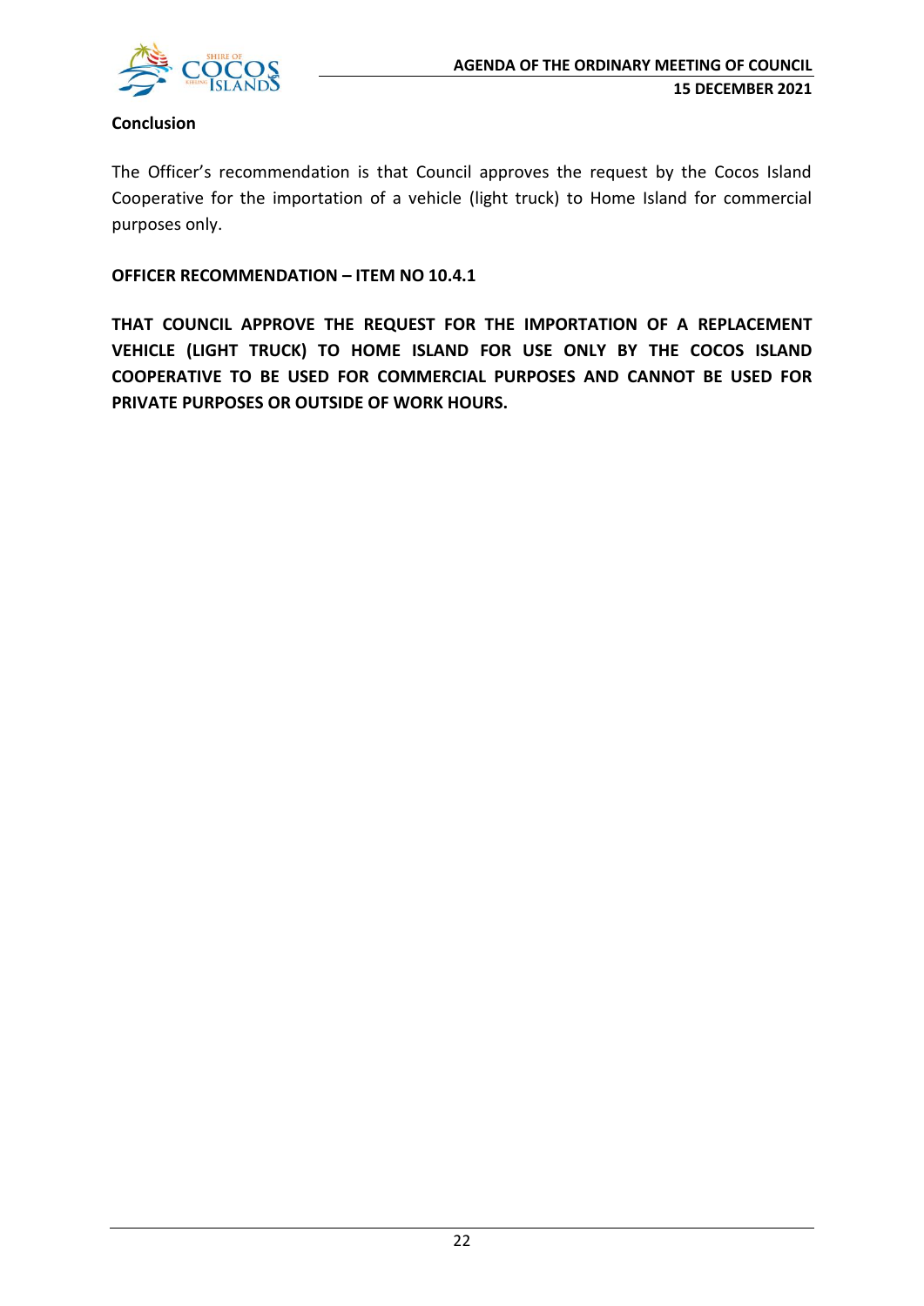**Conclusion**

The Officer's recommendation is that Council approves the request by the Cocos Island Cooperative for the importation of a vehicle (light truck) to Home Island for commercial purposes only.

**OFFICER RECOMMENDATION – ITEM NO 10.4.1**

**THAT COUNCIL APPROVE THE REQUEST FOR THE IMPORTATION OF A REPLACEMENT VEHICLE (LIGHT TRUCK) TO HOME ISLAND FOR USE ONLY BY THE COCOS ISLAND COOPERATIVE TO BE USED FOR COMMERCIAL PURPOSES AND CANNOT BE USED FOR PRIVATE PURPOSES OR OUTSIDE OF WORK HOURS.**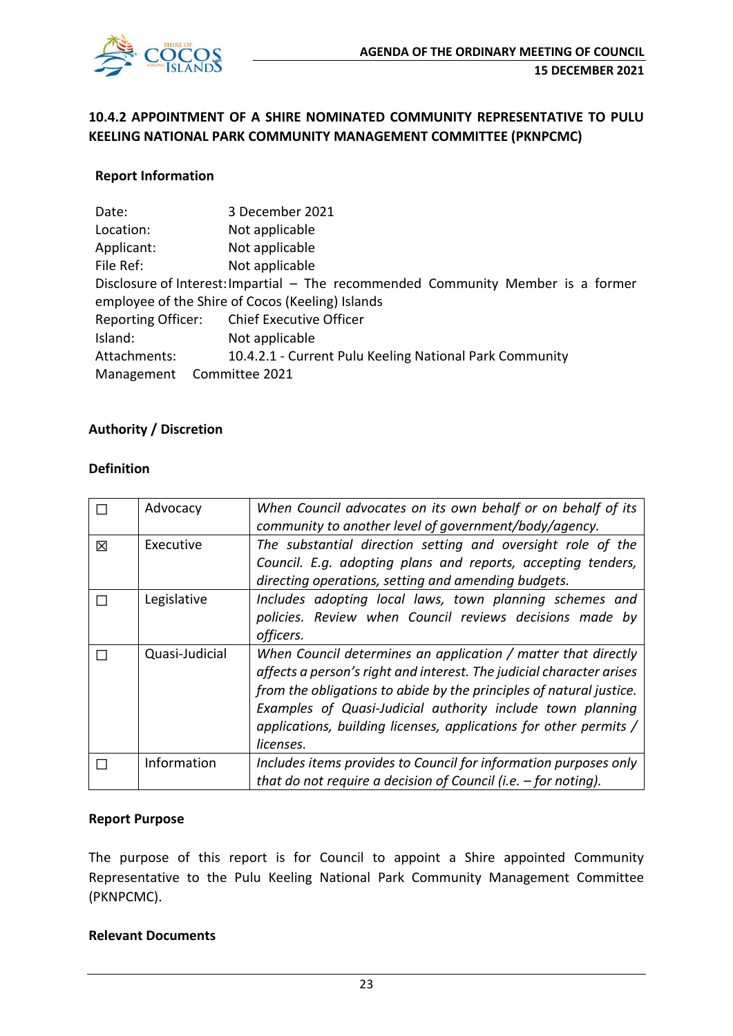## 10.4.2 APPOINTMENT OF A SHIRE NOMINATED COMMUNITY REPRESENTATIVE TO PULU KEELING NATIONAL PARK COMMUNITY MANAGEMENT COMMITTEE (PKNPCMC)

### Report Information

Date: 3 December 2021
Location: Not applicable
Applicant: Not applicable
File Ref: Not applicable
Disclosure of Interest: Impartial – The recommended Community Member is a former employee of the Shire of Cocos (Keeling) Islands
Reporting Officer: Chief Executive Officer
Island: Not applicable
Attachments: 10.4.2.1 - Current Pulu Keeling National Park Community Management Committee 2021

### Authority / Discretion

### Definition

| | | |
|---|---|---|
| ☐ | Advocacy | *When Council advocates on its own behalf or on behalf of its community to another level of government/body/agency.* |
| ☒ | Executive | *The substantial direction setting and oversight role of the Council. E.g. adopting plans and reports, accepting tenders, directing operations, setting and amending budgets.* |
| ☐ | Legislative | *Includes adopting local laws, town planning schemes and policies. Review when Council reviews decisions made by officers.* |
| ☐ | Quasi-Judicial | *When Council determines an application / matter that directly affects a person's right and interest. The judicial character arises from the obligations to abide by the principles of natural justice. Examples of Quasi-Judicial authority include town planning applications, building licenses, applications for other permits / licenses.* |
| ☐ | Information | *Includes items provides to Council for information purposes only that do not require a decision of Council (i.e. – for noting).* |

### Report Purpose

The purpose of this report is for Council to appoint a Shire appointed Community Representative to the Pulu Keeling National Park Community Management Committee (PKNPCMC).

### Relevant Documents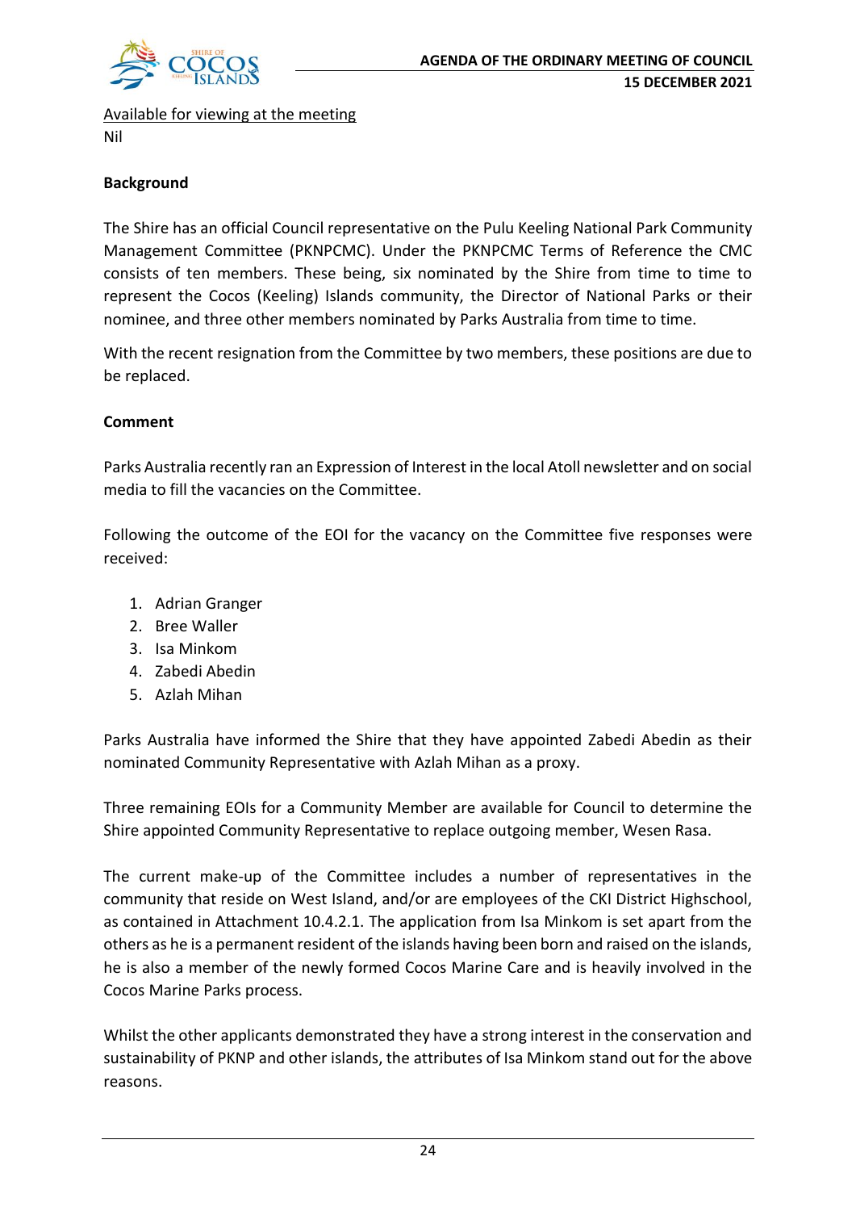Available for viewing at the meeting
Nil

**Background**

The Shire has an official Council representative on the Pulu Keeling National Park Community Management Committee (PKNPCMC). Under the PKNPCMC Terms of Reference the CMC consists of ten members. These being, six nominated by the Shire from time to time to represent the Cocos (Keeling) Islands community, the Director of National Parks or their nominee, and three other members nominated by Parks Australia from time to time.

With the recent resignation from the Committee by two members, these positions are due to be replaced.

**Comment**

Parks Australia recently ran an Expression of Interest in the local Atoll newsletter and on social media to fill the vacancies on the Committee.

Following the outcome of the EOI for the vacancy on the Committee five responses were received:

1. Adrian Granger
2. Bree Waller
3. Isa Minkom
4. Zabedi Abedin
5. Azlah Mihan

Parks Australia have informed the Shire that they have appointed Zabedi Abedin as their nominated Community Representative with Azlah Mihan as a proxy.

Three remaining EOIs for a Community Member are available for Council to determine the Shire appointed Community Representative to replace outgoing member, Wesen Rasa.

The current make-up of the Committee includes a number of representatives in the community that reside on West Island, and/or are employees of the CKI District Highschool, as contained in Attachment 10.4.2.1. The application from Isa Minkom is set apart from the others as he is a permanent resident of the islands having been born and raised on the islands, he is also a member of the newly formed Cocos Marine Care and is heavily involved in the Cocos Marine Parks process.

Whilst the other applicants demonstrated they have a strong interest in the conservation and sustainability of PKNP and other islands, the attributes of Isa Minkom stand out for the above reasons.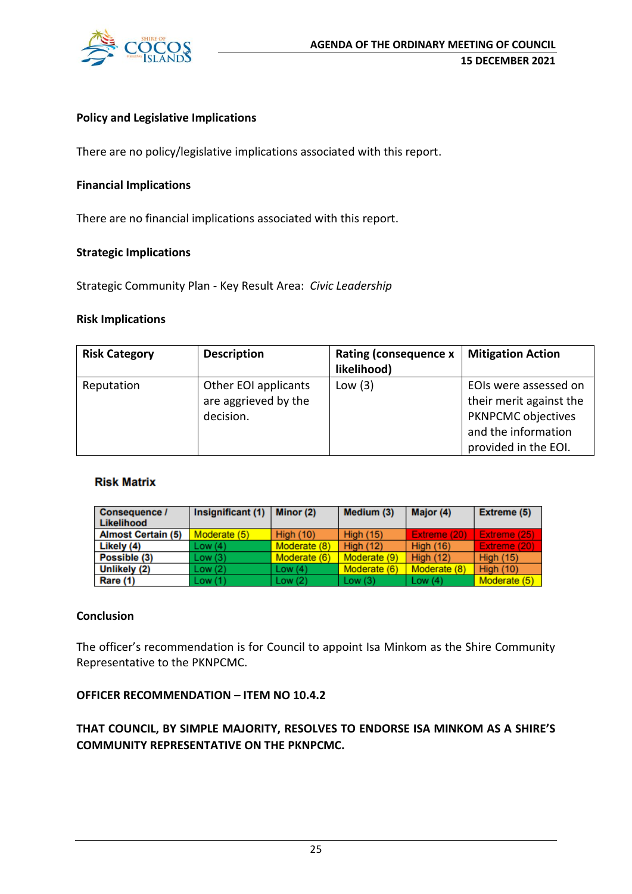**Policy and Legislative Implications**

There are no policy/legislative implications associated with this report.

**Financial Implications**

There are no financial implications associated with this report.

**Strategic Implications**

Strategic Community Plan - Key Result Area: *Civic Leadership*

**Risk Implications**

| Risk Category | Description | Rating (consequence x likelihood) | Mitigation Action |
|---|---|---|---|
| Reputation | Other EOI applicants are aggrieved by the decision. | Low (3) | EOIs were assessed on their merit against the PKNPCMC objectives and the information provided in the EOI. |

**Risk Matrix**

| Consequence / Likelihood | Insignificant (1) | Minor (2) | Medium (3) | Major (4) | Extreme (5) |
|---|---|---|---|---|---|
| Almost Certain (5) | Moderate (5) | High (10) | High (15) | Extreme (20) | Extreme (25) |
| Likely (4) | Low (4) | Moderate (8) | High (12) | High (16) | Extreme (20) |
| Possible (3) | Low (3) | Moderate (6) | Moderate (9) | High (12) | High (15) |
| Unlikely (2) | Low (2) | Low (4) | Moderate (6) | Moderate (8) | High (10) |
| Rare (1) | Low (1) | Low (2) | Low (3) | Low (4) | Moderate (5) |

**Conclusion**

The officer's recommendation is for Council to appoint Isa Minkom as the Shire Community Representative to the PKNPCMC.

**OFFICER RECOMMENDATION – ITEM NO 10.4.2**

**THAT COUNCIL, BY SIMPLE MAJORITY, RESOLVES TO ENDORSE ISA MINKOM AS A SHIRE'S COMMUNITY REPRESENTATIVE ON THE PKNPCMC.**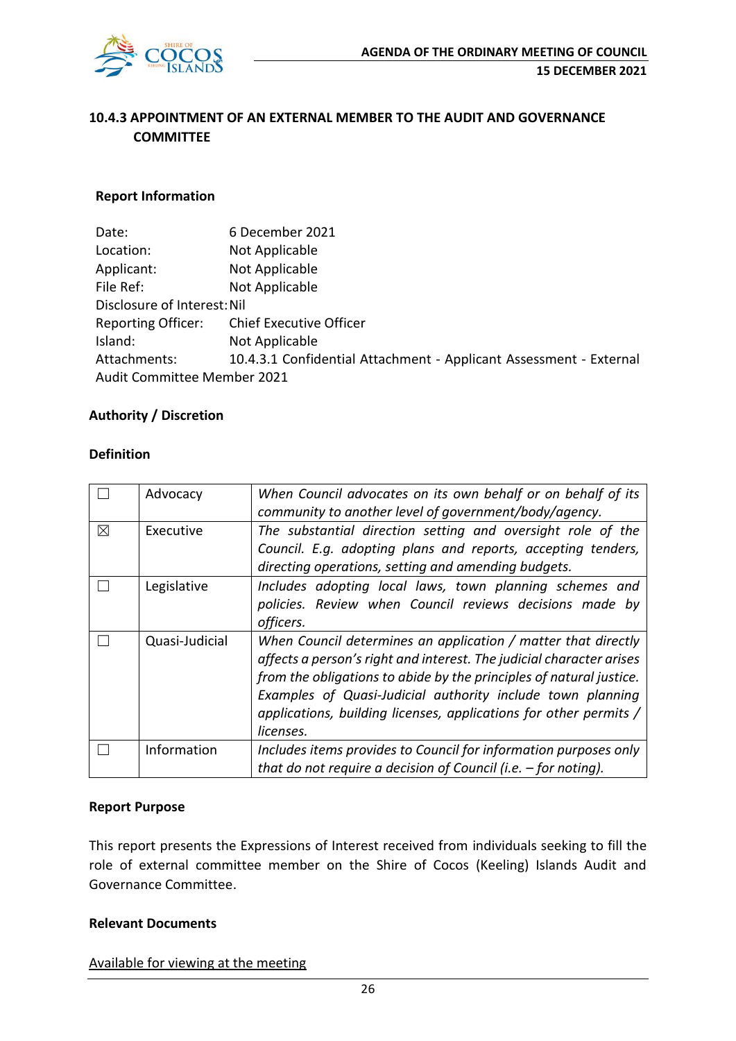### 10.4.3 APPOINTMENT OF AN EXTERNAL MEMBER TO THE AUDIT AND GOVERNANCE COMMITTEE

#### Report Information

Date: 6 December 2021
Location: Not Applicable
Applicant: Not Applicable
File Ref: Not Applicable
Disclosure of Interest: Nil
Reporting Officer: Chief Executive Officer
Island: Not Applicable
Attachments: 10.4.3.1 Confidential Attachment - Applicant Assessment - External Audit Committee Member 2021

#### Authority / Discretion

#### Definition

| | | |
|---|---|---|
| ☐ | Advocacy | *When Council advocates on its own behalf or on behalf of its community to another level of government/body/agency.* |
| ☒ | Executive | *The substantial direction setting and oversight role of the Council. E.g. adopting plans and reports, accepting tenders, directing operations, setting and amending budgets.* |
| ☐ | Legislative | *Includes adopting local laws, town planning schemes and policies. Review when Council reviews decisions made by officers.* |
| ☐ | Quasi-Judicial | *When Council determines an application / matter that directly affects a person's right and interest. The judicial character arises from the obligations to abide by the principles of natural justice. Examples of Quasi-Judicial authority include town planning applications, building licenses, applications for other permits / licenses.* |
| ☐ | Information | *Includes items provides to Council for information purposes only that do not require a decision of Council (i.e. – for noting).* |

#### Report Purpose

This report presents the Expressions of Interest received from individuals seeking to fill the role of external committee member on the Shire of Cocos (Keeling) Islands Audit and Governance Committee.

#### Relevant Documents

Available for viewing at the meeting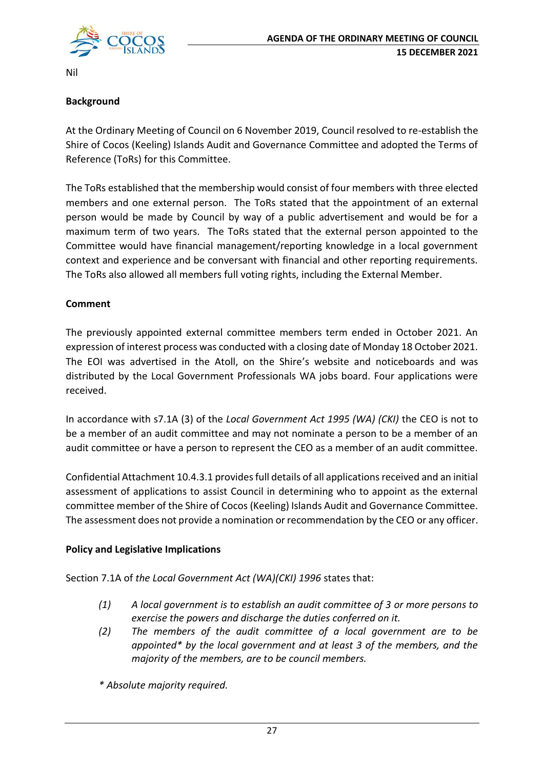Nil

**Background**

At the Ordinary Meeting of Council on 6 November 2019, Council resolved to re-establish the Shire of Cocos (Keeling) Islands Audit and Governance Committee and adopted the Terms of Reference (ToRs) for this Committee.

The ToRs established that the membership would consist of four members with three elected members and one external person. The ToRs stated that the appointment of an external person would be made by Council by way of a public advertisement and would be for a maximum term of two years. The ToRs stated that the external person appointed to the Committee would have financial management/reporting knowledge in a local government context and experience and be conversant with financial and other reporting requirements. The ToRs also allowed all members full voting rights, including the External Member.

**Comment**

The previously appointed external committee members term ended in October 2021. An expression of interest process was conducted with a closing date of Monday 18 October 2021. The EOI was advertised in the Atoll, on the Shire's website and noticeboards and was distributed by the Local Government Professionals WA jobs board. Four applications were received.

In accordance with s7.1A (3) of the *Local Government Act 1995 (WA) (CKI)* the CEO is not to be a member of an audit committee and may not nominate a person to be a member of an audit committee or have a person to represent the CEO as a member of an audit committee.

Confidential Attachment 10.4.3.1 provides full details of all applications received and an initial assessment of applications to assist Council in determining who to appoint as the external committee member of the Shire of Cocos (Keeling) Islands Audit and Governance Committee. The assessment does not provide a nomination or recommendation by the CEO or any officer.

**Policy and Legislative Implications**

Section 7.1A of *the Local Government Act (WA)(CKI) 1996* states that:

> *(1) A local government is to establish an audit committee of 3 or more persons to exercise the powers and discharge the duties conferred on it.*
>
> *(2) The members of the audit committee of a local government are to be appointed* by the local government and at least 3 of the members, and the majority of the members, are to be council members.*
>
> ** Absolute majority required.*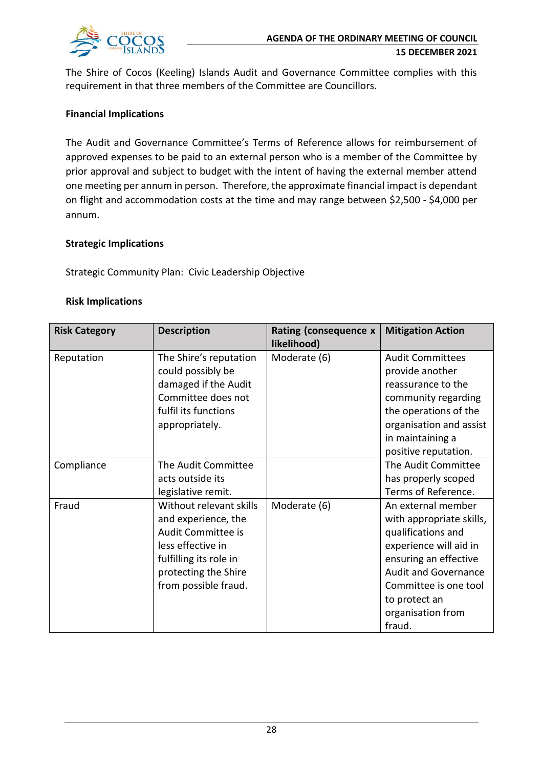The Shire of Cocos (Keeling) Islands Audit and Governance Committee complies with this requirement in that three members of the Committee are Councillors.

**Financial Implications**

The Audit and Governance Committee's Terms of Reference allows for reimbursement of approved expenses to be paid to an external person who is a member of the Committee by prior approval and subject to budget with the intent of having the external member attend one meeting per annum in person. Therefore, the approximate financial impact is dependant on flight and accommodation costs at the time and may range between $2,500 - $4,000 per annum.

**Strategic Implications**

Strategic Community Plan: Civic Leadership Objective

**Risk Implications**

| Risk Category | Description | Rating (consequence x likelihood) | Mitigation Action |
|---|---|---|---|
| Reputation | The Shire's reputation could possibly be damaged if the Audit Committee does not fulfil its functions appropriately. | Moderate (6) | Audit Committees provide another reassurance to the community regarding the operations of the organisation and assist in maintaining a positive reputation. |
| Compliance | The Audit Committee acts outside its legislative remit. | | The Audit Committee has properly scoped Terms of Reference. |
| Fraud | Without relevant skills and experience, the Audit Committee is less effective in fulfilling its role in protecting the Shire from possible fraud. | Moderate (6) | An external member with appropriate skills, qualifications and experience will aid in ensuring an effective Audit and Governance Committee is one tool to protect an organisation from fraud. |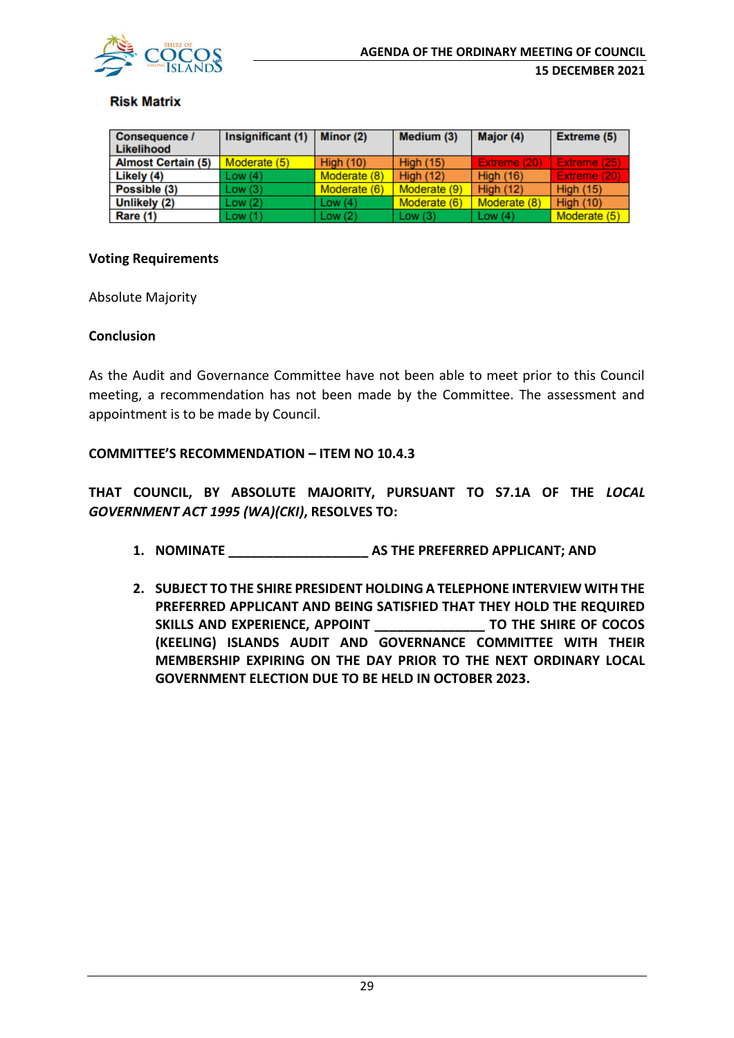**Risk Matrix**

| Consequence / Likelihood | Insignificant (1) | Minor (2) | Medium (3) | Major (4) | Extreme (5) |
|---|---|---|---|---|---|
| Almost Certain (5) | Moderate (5) | High (10) | High (15) | Extreme (20) | Extreme (25) |
| Likely (4) | Low (4) | Moderate (8) | High (12) | High (16) | Extreme (20) |
| Possible (3) | Low (3) | Moderate (6) | Moderate (9) | High (12) | High (15) |
| Unlikely (2) | Low (2) | Low (4) | Moderate (6) | Moderate (8) | High (10) |
| Rare (1) | Low (1) | Low (2) | Low (3) | Low (4) | Moderate (5) |

**Voting Requirements**

Absolute Majority

**Conclusion**

As the Audit and Governance Committee have not been able to meet prior to this Council meeting, a recommendation has not been made by the Committee. The assessment and appointment is to be made by Council.

**COMMITTEE'S RECOMMENDATION – ITEM NO 10.4.3**

**THAT COUNCIL, BY ABSOLUTE MAJORITY, PURSUANT TO S7.1A OF THE *LOCAL GOVERNMENT ACT 1995 (WA)(CKI)*, RESOLVES TO:**

1. **NOMINATE ____________________ AS THE PREFERRED APPLICANT; AND**

2. **SUBJECT TO THE SHIRE PRESIDENT HOLDING A TELEPHONE INTERVIEW WITH THE PREFERRED APPLICANT AND BEING SATISFIED THAT THEY HOLD THE REQUIRED SKILLS AND EXPERIENCE, APPOINT _______________ TO THE SHIRE OF COCOS (KEELING) ISLANDS AUDIT AND GOVERNANCE COMMITTEE WITH THEIR MEMBERSHIP EXPIRING ON THE DAY PRIOR TO THE NEXT ORDINARY LOCAL GOVERNMENT ELECTION DUE TO BE HELD IN OCTOBER 2023.**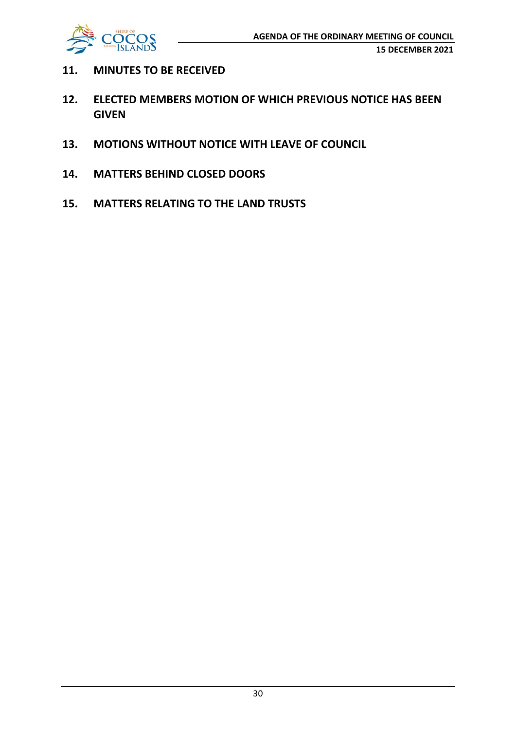## 11. MINUTES TO BE RECEIVED

## 12. ELECTED MEMBERS MOTION OF WHICH PREVIOUS NOTICE HAS BEEN GIVEN

## 13. MOTIONS WITHOUT NOTICE WITH LEAVE OF COUNCIL

## 14. MATTERS BEHIND CLOSED DOORS

## 15. MATTERS RELATING TO THE LAND TRUSTS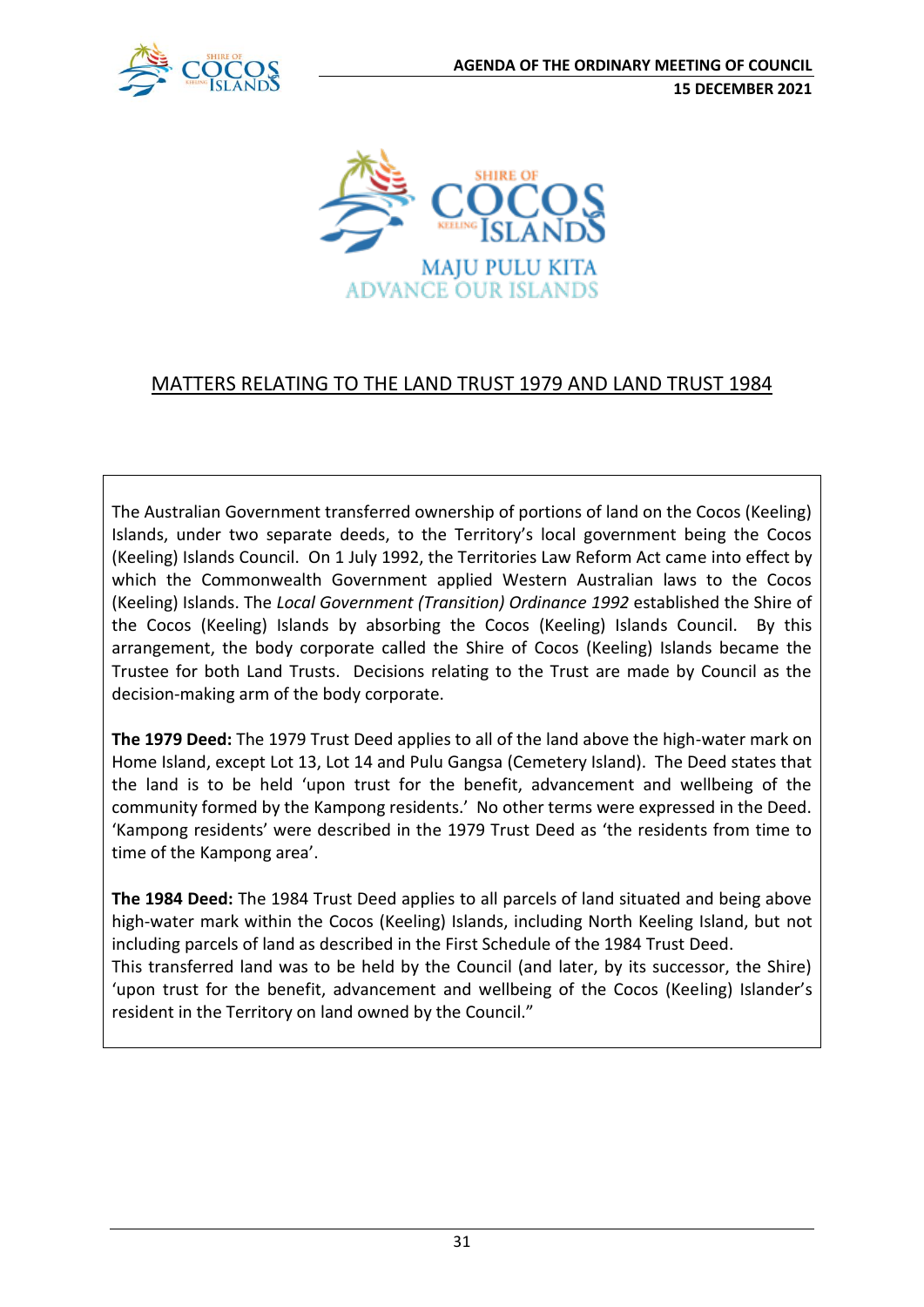MAJU PULU KITA
ADVANCE OUR ISLANDS

## MATTERS RELATING TO THE LAND TRUST 1979 AND LAND TRUST 1984

The Australian Government transferred ownership of portions of land on the Cocos (Keeling) Islands, under two separate deeds, to the Territory's local government being the Cocos (Keeling) Islands Council. On 1 July 1992, the Territories Law Reform Act came into effect by which the Commonwealth Government applied Western Australian laws to the Cocos (Keeling) Islands. The *Local Government (Transition) Ordinance 1992* established the Shire of the Cocos (Keeling) Islands by absorbing the Cocos (Keeling) Islands Council. By this arrangement, the body corporate called the Shire of Cocos (Keeling) Islands became the Trustee for both Land Trusts. Decisions relating to the Trust are made by Council as the decision-making arm of the body corporate.

**The 1979 Deed:** The 1979 Trust Deed applies to all of the land above the high-water mark on Home Island, except Lot 13, Lot 14 and Pulu Gangsa (Cemetery Island). The Deed states that the land is to be held 'upon trust for the benefit, advancement and wellbeing of the community formed by the Kampong residents.' No other terms were expressed in the Deed. 'Kampong residents' were described in the 1979 Trust Deed as 'the residents from time to time of the Kampong area'.

**The 1984 Deed:** The 1984 Trust Deed applies to all parcels of land situated and being above high-water mark within the Cocos (Keeling) Islands, including North Keeling Island, but not including parcels of land as described in the First Schedule of the 1984 Trust Deed.
This transferred land was to be held by the Council (and later, by its successor, the Shire) 'upon trust for the benefit, advancement and wellbeing of the Cocos (Keeling) Islander's resident in the Territory on land owned by the Council."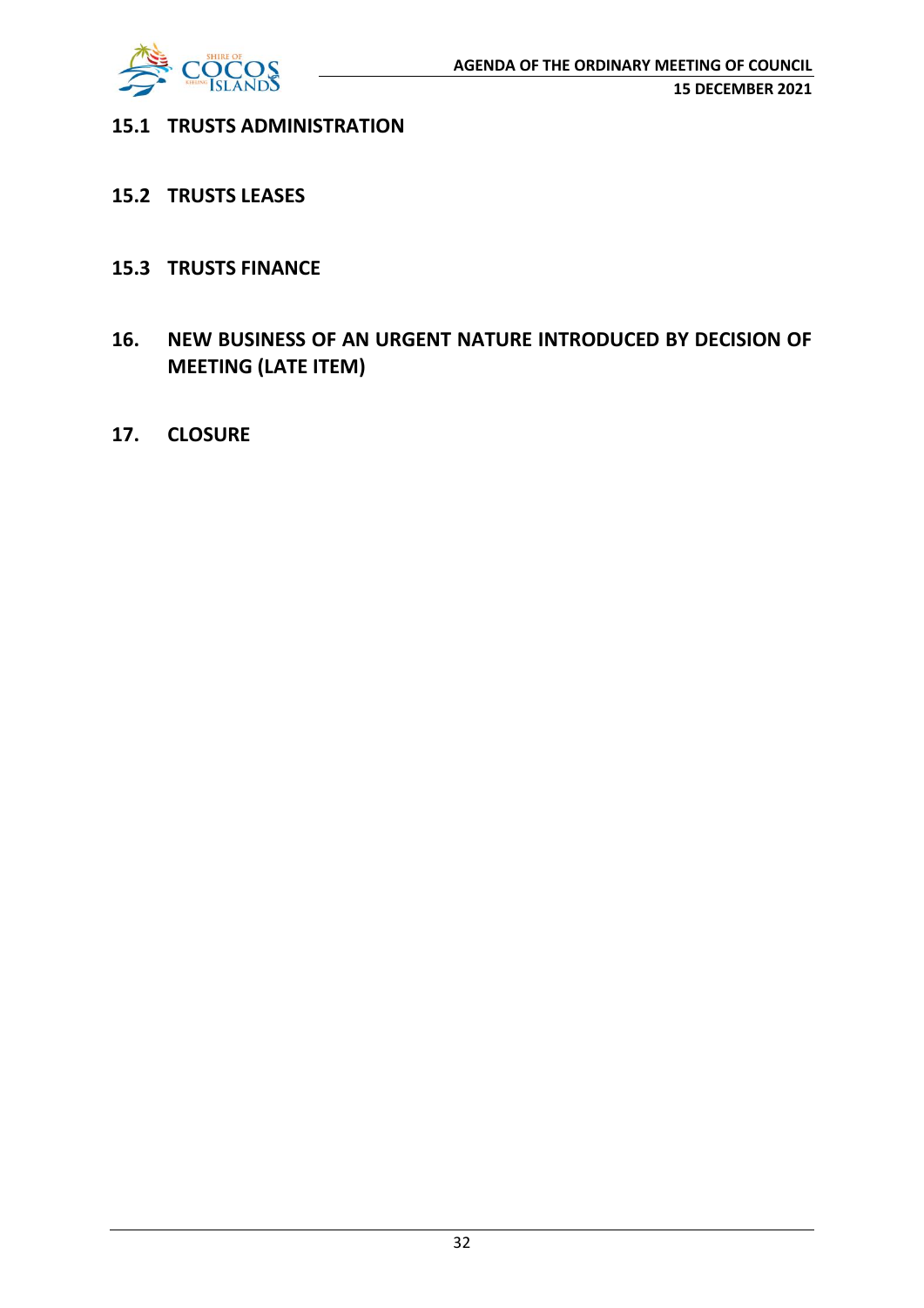## 15.1 TRUSTS ADMINISTRATION

## 15.2 TRUSTS LEASES

## 15.3 TRUSTS FINANCE

# 16. NEW BUSINESS OF AN URGENT NATURE INTRODUCED BY DECISION OF MEETING (LATE ITEM)

# 17. CLOSURE